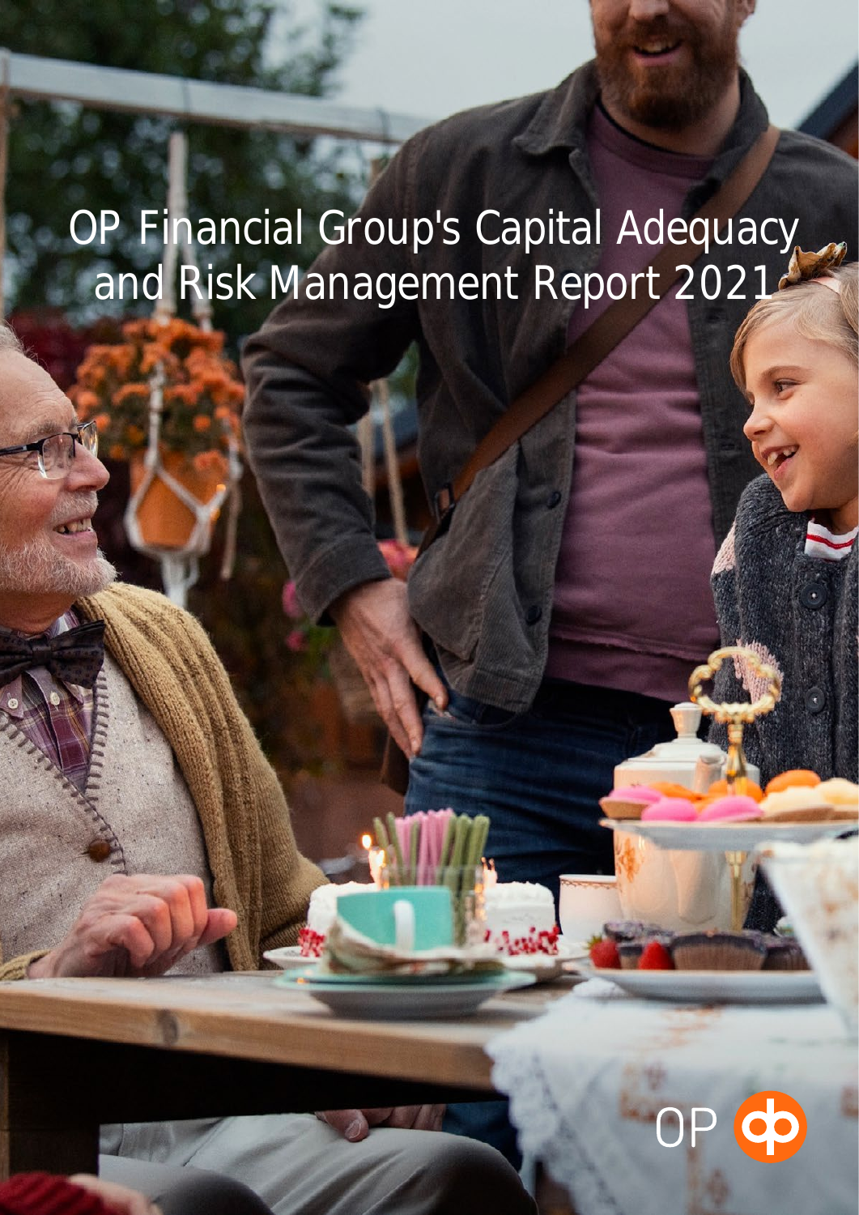# OP Financial Group's Capital Adequacy and Risk Management Report 2021

OP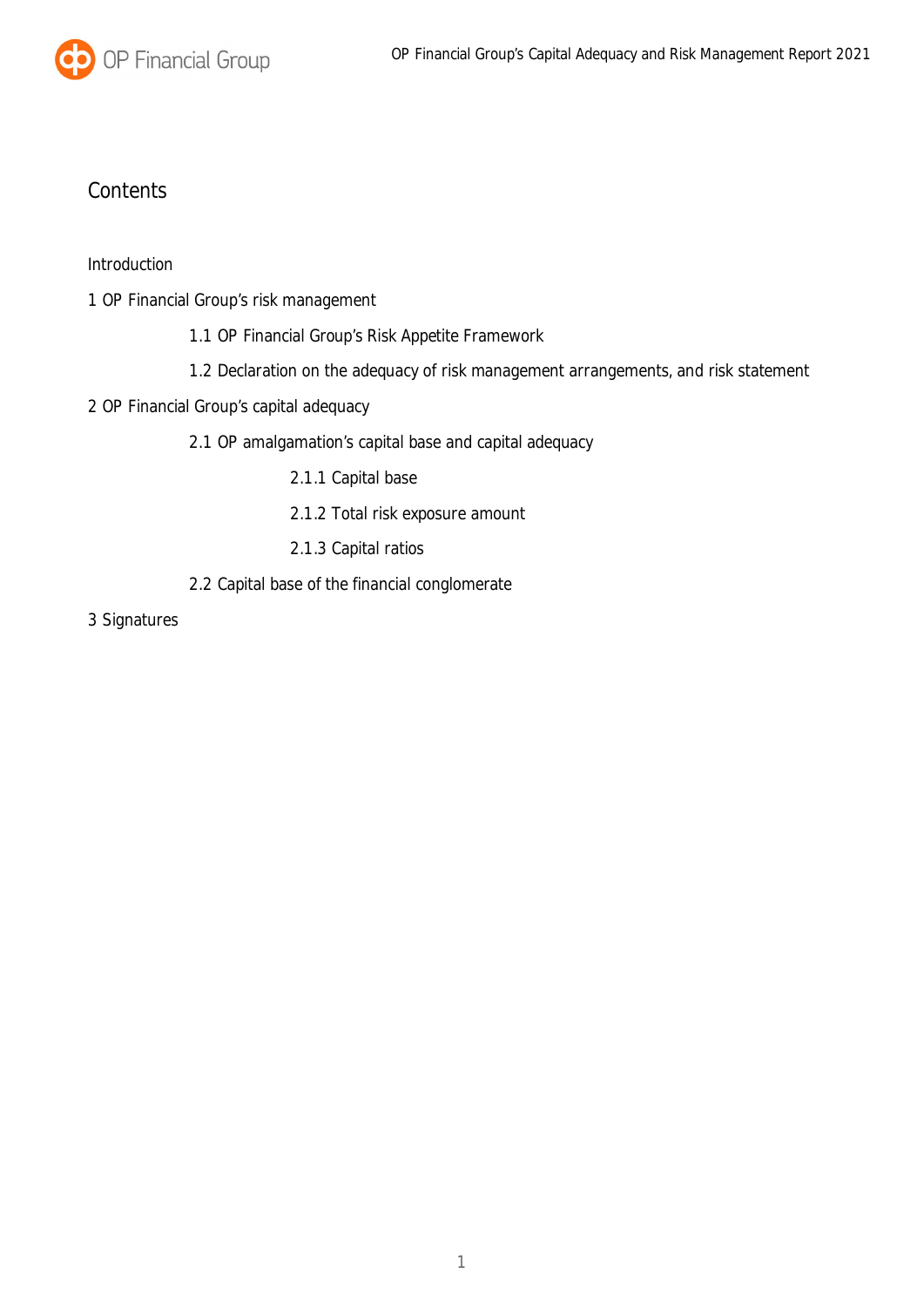# Contents

Introduction

1 OP Financial Group's risk management

- 1.1 OP Financial Group's Risk Appetite Framework
- 1.2 Declaration on the adequacy of risk management arrangements, and risk statement

2 OP Financial Group's capital adequacy

- 2.1 OP amalgamation's capital base and capital adequacy
  - 2.1.1 Capital base
  - 2.1.2 Total risk exposure amount
  - 2.1.3 Capital ratios
- 2.2 Capital base of the financial conglomerate

3 Signatures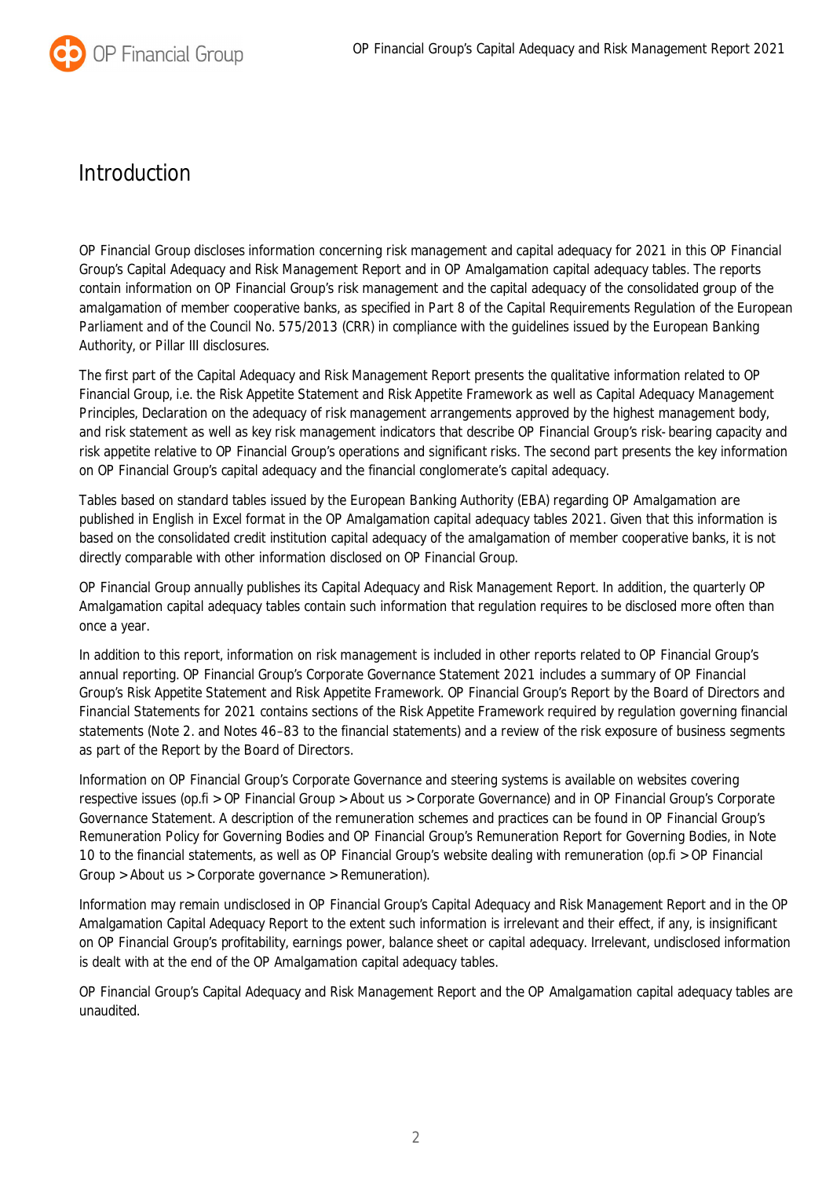# Introduction

OP Financial Group discloses information concerning risk management and capital adequacy for 2021 in this OP Financial Group's Capital Adequacy and Risk Management Report and in OP Amalgamation capital adequacy tables. The reports contain information on OP Financial Group's risk management and the capital adequacy of the consolidated group of the amalgamation of member cooperative banks, as specified in Part 8 of the Capital Requirements Regulation of the European Parliament and of the Council No. 575/2013 (CRR) in compliance with the guidelines issued by the European Banking Authority, or Pillar III disclosures.

The first part of the Capital Adequacy and Risk Management Report presents the qualitative information related to OP Financial Group, i.e. the Risk Appetite Statement and Risk Appetite Framework as well as Capital Adequacy Management Principles, Declaration on the adequacy of risk management arrangements approved by the highest management body, and risk statement as well as key risk management indicators that describe OP Financial Group's risk-bearing capacity and risk appetite relative to OP Financial Group's operations and significant risks. The second part presents the key information on OP Financial Group's capital adequacy and the financial conglomerate's capital adequacy.

Tables based on standard tables issued by the European Banking Authority (EBA) regarding OP Amalgamation are published in English in Excel format in the OP Amalgamation capital adequacy tables 2021. Given that this information is based on the consolidated credit institution capital adequacy of the amalgamation of member cooperative banks, it is not directly comparable with other information disclosed on OP Financial Group.

OP Financial Group annually publishes its Capital Adequacy and Risk Management Report. In addition, the quarterly OP Amalgamation capital adequacy tables contain such information that regulation requires to be disclosed more often than once a year.

In addition to this report, information on risk management is included in other reports related to OP Financial Group's annual reporting. OP Financial Group's Corporate Governance Statement 2021 includes a summary of OP Financial Group's Risk Appetite Statement and Risk Appetite Framework. OP Financial Group's Report by the Board of Directors and Financial Statements for 2021 contains sections of the Risk Appetite Framework required by regulation governing financial statements (Note 2. and Notes 46–83 to the financial statements) and a review of the risk exposure of business segments as part of the Report by the Board of Directors.

Information on OP Financial Group's Corporate Governance and steering systems is available on websites covering respective issues (op.fi > OP Financial Group > About us > Corporate Governance) and in OP Financial Group's Corporate Governance Statement. A description of the remuneration schemes and practices can be found in OP Financial Group's Remuneration Policy for Governing Bodies and OP Financial Group's Remuneration Report for Governing Bodies, in Note 10 to the financial statements, as well as OP Financial Group's website dealing with remuneration (op.fi > OP Financial Group > About us > Corporate governance > Remuneration).

Information may remain undisclosed in OP Financial Group's Capital Adequacy and Risk Management Report and in the OP Amalgamation Capital Adequacy Report to the extent such information is irrelevant and their effect, if any, is insignificant on OP Financial Group's profitability, earnings power, balance sheet or capital adequacy. Irrelevant, undisclosed information is dealt with at the end of the OP Amalgamation capital adequacy tables.

OP Financial Group's Capital Adequacy and Risk Management Report and the OP Amalgamation capital adequacy tables are unaudited.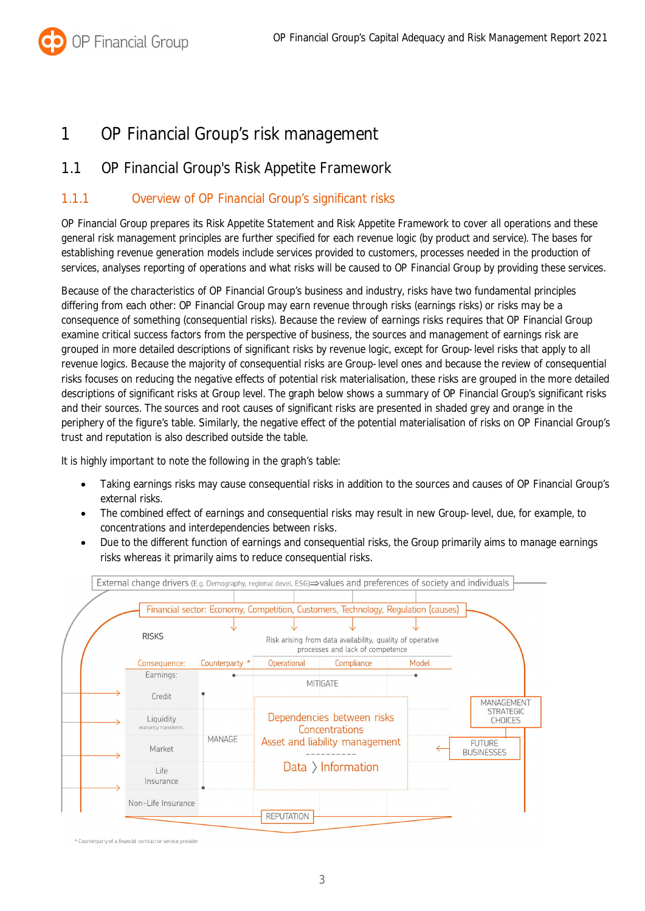# 1 OP Financial Group's risk management

## 1.1 OP Financial Group's Risk Appetite Framework

### 1.1.1 Overview of OP Financial Group's significant risks

OP Financial Group prepares its Risk Appetite Statement and Risk Appetite Framework to cover all operations and these general risk management principles are further specified for each revenue logic (by product and service). The bases for establishing revenue generation models include services provided to customers, processes needed in the production of services, analyses reporting of operations and what risks will be caused to OP Financial Group by providing these services.

Because of the characteristics of OP Financial Group's business and industry, risks have two fundamental principles differing from each other: OP Financial Group may earn revenue through risks (earnings risks) or risks may be a consequence of something (consequential risks). Because the review of earnings risks requires that OP Financial Group examine critical success factors from the perspective of business, the sources and management of earnings risk are grouped in more detailed descriptions of significant risks by revenue logic, except for Group-level risks that apply to all revenue logics. Because the majority of consequential risks are Group-level ones and because the review of consequential risks focuses on reducing the negative effects of potential risk materialisation, these risks are grouped in the more detailed descriptions of significant risks at Group level. The graph below shows a summary of OP Financial Group's significant risks and their sources. The sources and root causes of significant risks are presented in shaded grey and orange in the periphery of the figure's table. Similarly, the negative effect of the potential materialisation of risks on OP Financial Group's trust and reputation is also described outside the table.

It is highly important to note the following in the graph's table:

- Taking earnings risks may cause consequential risks in addition to the sources and causes of OP Financial Group's external risks.
- The combined effect of earnings and consequential risks may result in new Group-level, due, for example, to concentrations and interdependencies between risks.
- Due to the different function of earnings and consequential risks, the Group primarily aims to manage earnings risks whereas it primarily aims to reduce consequential risks.

External change drivers (E.g. Demography, regional devel, ESG) ⇒ values and preferences of society and individuals

Financial sector: Economy, Competition, Customers, Technology, Regulation (causes)

RISKS

Risk arising from data availability, quality of operative processes and lack of competence

| Consequence: | Counterparty * | Operational | Compliance | Model |
|---|---|---|---|---|
| Earnings: | | MITIGATE | | |
| Credit | | | | |
| Liquidity (maturity transform.) | MANAGE | Dependencies between risks<br>Concentrations<br>Asset and liability management<br>----------<br>Data > Information | | |
| Market | | | | |
| Life Insurance | | | | |
| Non-Life Insurance | | | | |

MANAGEMENT STRATEGIC CHOICES

FUTURE BUSINESSES

REPUTATION

\* Counterparty of a financial contract or service provider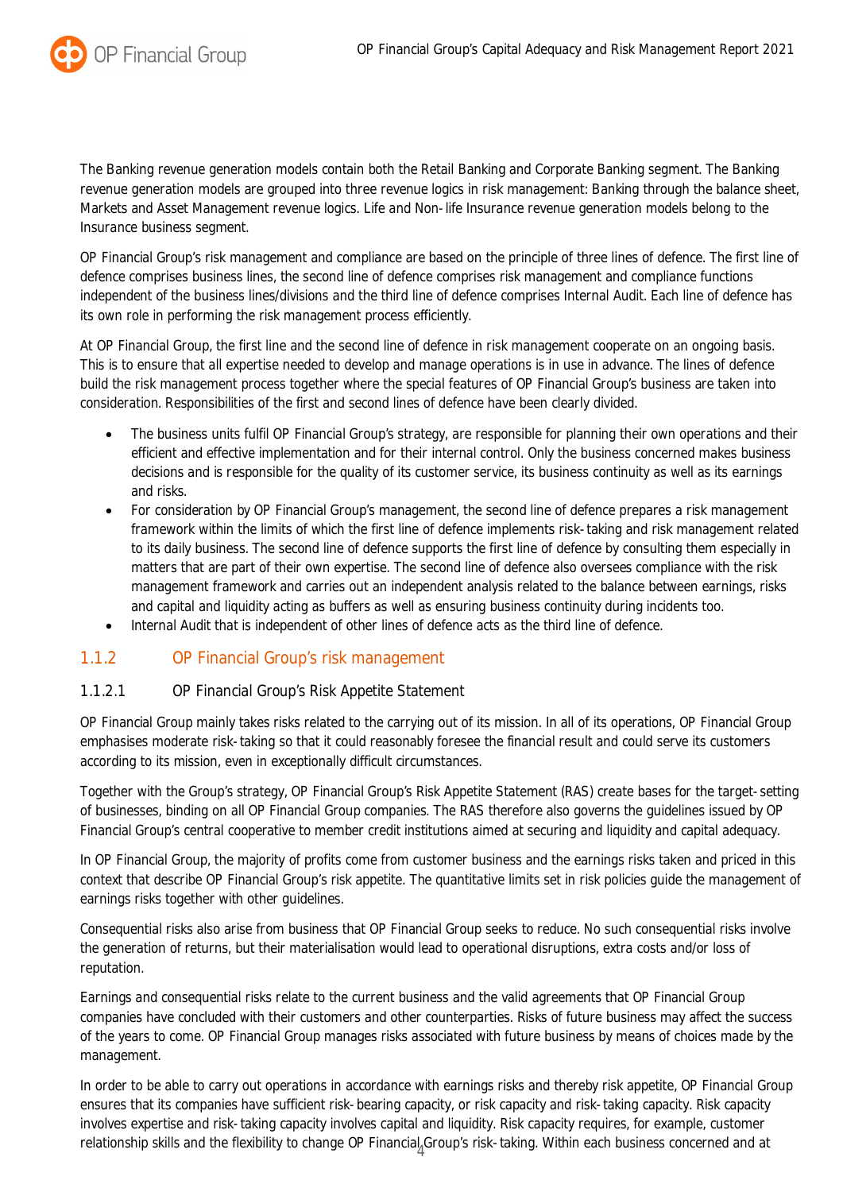The Banking revenue generation models contain both the Retail Banking and Corporate Banking segment. The Banking revenue generation models are grouped into three revenue logics in risk management: Banking through the balance sheet, Markets and Asset Management revenue logics. Life and Non-life Insurance revenue generation models belong to the Insurance business segment.

OP Financial Group's risk management and compliance are based on the principle of three lines of defence. The first line of defence comprises business lines, the second line of defence comprises risk management and compliance functions independent of the business lines/divisions and the third line of defence comprises Internal Audit. Each line of defence has its own role in performing the risk management process efficiently.

At OP Financial Group, the first line and the second line of defence in risk management cooperate on an ongoing basis. This is to ensure that all expertise needed to develop and manage operations is in use in advance. The lines of defence build the risk management process together where the special features of OP Financial Group's business are taken into consideration. Responsibilities of the first and second lines of defence have been clearly divided.

- The business units fulfil OP Financial Group's strategy, are responsible for planning their own operations and their efficient and effective implementation and for their internal control. Only the business concerned makes business decisions and is responsible for the quality of its customer service, its business continuity as well as its earnings and risks.
- For consideration by OP Financial Group's management, the second line of defence prepares a risk management framework within the limits of which the first line of defence implements risk-taking and risk management related to its daily business. The second line of defence supports the first line of defence by consulting them especially in matters that are part of their own expertise. The second line of defence also oversees compliance with the risk management framework and carries out an independent analysis related to the balance between earnings, risks and capital and liquidity acting as buffers as well as ensuring business continuity during incidents too.
- Internal Audit that is independent of other lines of defence acts as the third line of defence.

## 1.1.2 OP Financial Group's risk management

### 1.1.2.1 OP Financial Group's Risk Appetite Statement

OP Financial Group mainly takes risks related to the carrying out of its mission. In all of its operations, OP Financial Group emphasises moderate risk-taking so that it could reasonably foresee the financial result and could serve its customers according to its mission, even in exceptionally difficult circumstances.

Together with the Group's strategy, OP Financial Group's Risk Appetite Statement (RAS) create bases for the target-setting of businesses, binding on all OP Financial Group companies. The RAS therefore also governs the guidelines issued by OP Financial Group's central cooperative to member credit institutions aimed at securing and liquidity and capital adequacy.

In OP Financial Group, the majority of profits come from customer business and the earnings risks taken and priced in this context that describe OP Financial Group's risk appetite. The quantitative limits set in risk policies guide the management of earnings risks together with other guidelines.

Consequential risks also arise from business that OP Financial Group seeks to reduce. No such consequential risks involve the generation of returns, but their materialisation would lead to operational disruptions, extra costs and/or loss of reputation.

Earnings and consequential risks relate to the current business and the valid agreements that OP Financial Group companies have concluded with their customers and other counterparties. Risks of future business may affect the success of the years to come. OP Financial Group manages risks associated with future business by means of choices made by the management.

In order to be able to carry out operations in accordance with earnings risks and thereby risk appetite, OP Financial Group ensures that its companies have sufficient risk-bearing capacity, or risk capacity and risk-taking capacity. Risk capacity involves expertise and risk-taking capacity involves capital and liquidity. Risk capacity requires, for example, customer relationship skills and the flexibility to change OP Financial Group's risk-taking. Within each business concerned and at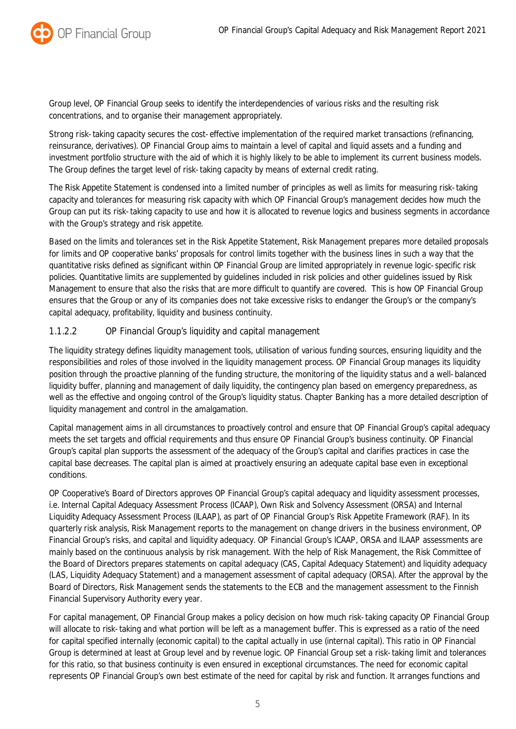Group level, OP Financial Group seeks to identify the interdependencies of various risks and the resulting risk concentrations, and to organise their management appropriately.

Strong risk-taking capacity secures the cost-effective implementation of the required market transactions (refinancing, reinsurance, derivatives). OP Financial Group aims to maintain a level of capital and liquid assets and a funding and investment portfolio structure with the aid of which it is highly likely to be able to implement its current business models. The Group defines the target level of risk-taking capacity by means of external credit rating.

The Risk Appetite Statement is condensed into a limited number of principles as well as limits for measuring risk-taking capacity and tolerances for measuring risk capacity with which OP Financial Group's management decides how much the Group can put its risk-taking capacity to use and how it is allocated to revenue logics and business segments in accordance with the Group's strategy and risk appetite.

Based on the limits and tolerances set in the Risk Appetite Statement, Risk Management prepares more detailed proposals for limits and OP cooperative banks' proposals for control limits together with the business lines in such a way that the quantitative risks defined as significant within OP Financial Group are limited appropriately in revenue logic-specific risk policies. Quantitative limits are supplemented by guidelines included in risk policies and other guidelines issued by Risk Management to ensure that also the risks that are more difficult to quantify are covered. This is how OP Financial Group ensures that the Group or any of its companies does not take excessive risks to endanger the Group's or the company's capital adequacy, profitability, liquidity and business continuity.

#### 1.1.2.2 OP Financial Group's liquidity and capital management

The liquidity strategy defines liquidity management tools, utilisation of various funding sources, ensuring liquidity and the responsibilities and roles of those involved in the liquidity management process. OP Financial Group manages its liquidity position through the proactive planning of the funding structure, the monitoring of the liquidity status and a well-balanced liquidity buffer, planning and management of daily liquidity, the contingency plan based on emergency preparedness, as well as the effective and ongoing control of the Group's liquidity status. Chapter Banking has a more detailed description of liquidity management and control in the amalgamation.

Capital management aims in all circumstances to proactively control and ensure that OP Financial Group's capital adequacy meets the set targets and official requirements and thus ensure OP Financial Group's business continuity. OP Financial Group's capital plan supports the assessment of the adequacy of the Group's capital and clarifies practices in case the capital base decreases. The capital plan is aimed at proactively ensuring an adequate capital base even in exceptional conditions.

OP Cooperative's Board of Directors approves OP Financial Group's capital adequacy and liquidity assessment processes, i.e. Internal Capital Adequacy Assessment Process (ICAAP), Own Risk and Solvency Assessment (ORSA) and Internal Liquidity Adequacy Assessment Process (ILAAP), as part of OP Financial Group's Risk Appetite Framework (RAF). In its quarterly risk analysis, Risk Management reports to the management on change drivers in the business environment, OP Financial Group's risks, and capital and liquidity adequacy. OP Financial Group's ICAAP, ORSA and ILAAP assessments are mainly based on the continuous analysis by risk management. With the help of Risk Management, the Risk Committee of the Board of Directors prepares statements on capital adequacy (CAS, Capital Adequacy Statement) and liquidity adequacy (LAS, Liquidity Adequacy Statement) and a management assessment of capital adequacy (ORSA). After the approval by the Board of Directors, Risk Management sends the statements to the ECB and the management assessment to the Finnish Financial Supervisory Authority every year.

For capital management, OP Financial Group makes a policy decision on how much risk-taking capacity OP Financial Group will allocate to risk-taking and what portion will be left as a management buffer. This is expressed as a ratio of the need for capital specified internally (economic capital) to the capital actually in use (internal capital). This ratio in OP Financial Group is determined at least at Group level and by revenue logic. OP Financial Group set a risk-taking limit and tolerances for this ratio, so that business continuity is even ensured in exceptional circumstances. The need for economic capital represents OP Financial Group's own best estimate of the need for capital by risk and function. It arranges functions and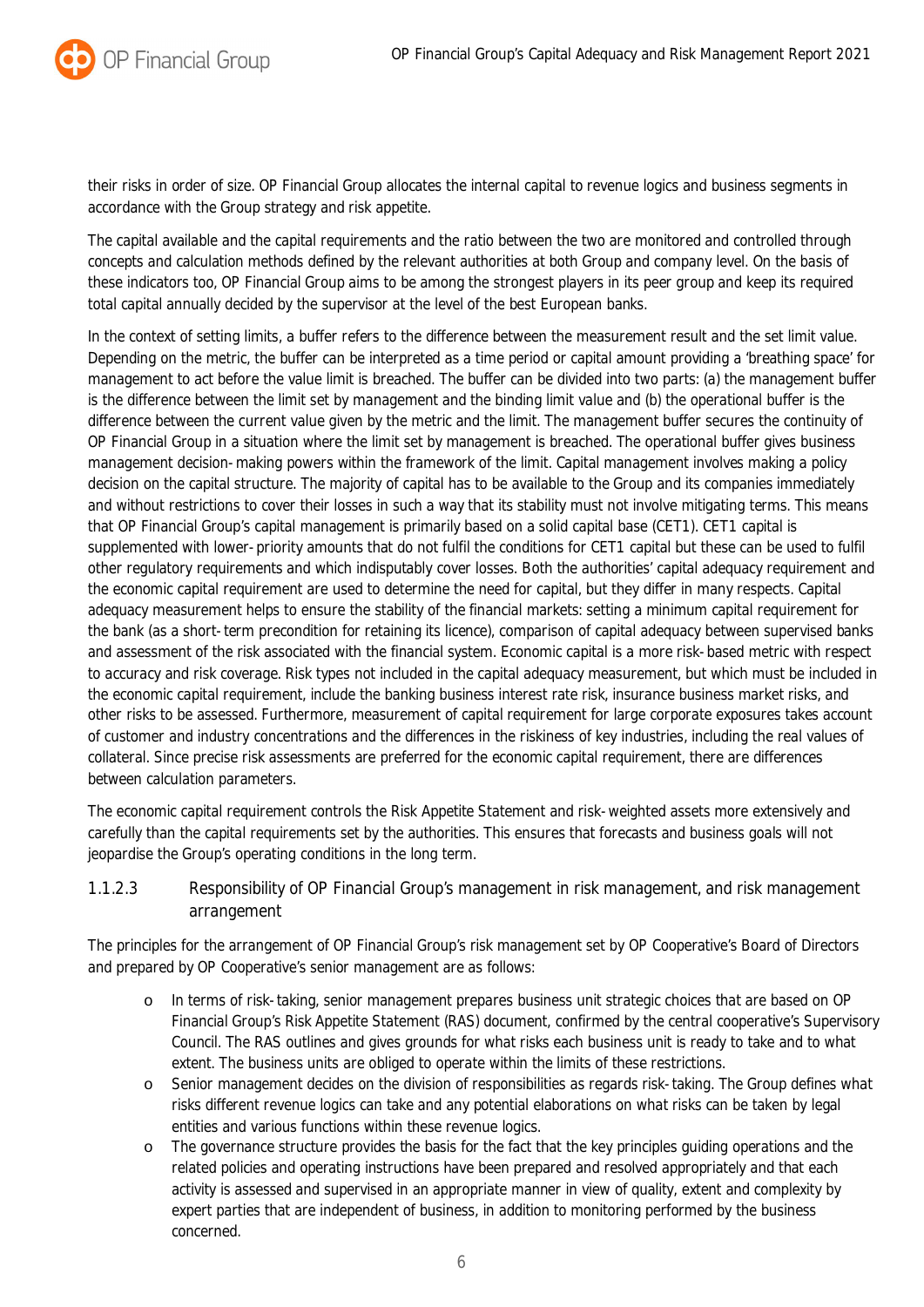their risks in order of size. OP Financial Group allocates the internal capital to revenue logics and business segments in accordance with the Group strategy and risk appetite.

The capital available and the capital requirements and the ratio between the two are monitored and controlled through concepts and calculation methods defined by the relevant authorities at both Group and company level. On the basis of these indicators too, OP Financial Group aims to be among the strongest players in its peer group and keep its required total capital annually decided by the supervisor at the level of the best European banks.

In the context of setting limits, a buffer refers to the difference between the measurement result and the set limit value. Depending on the metric, the buffer can be interpreted as a time period or capital amount providing a 'breathing space' for management to act before the value limit is breached. The buffer can be divided into two parts: (a) the management buffer is the difference between the limit set by management and the binding limit value and (b) the operational buffer is the difference between the current value given by the metric and the limit. The management buffer secures the continuity of OP Financial Group in a situation where the limit set by management is breached. The operational buffer gives business management decision-making powers within the framework of the limit. Capital management involves making a policy decision on the capital structure. The majority of capital has to be available to the Group and its companies immediately and without restrictions to cover their losses in such a way that its stability must not involve mitigating terms. This means that OP Financial Group's capital management is primarily based on a solid capital base (CET1). CET1 capital is supplemented with lower-priority amounts that do not fulfil the conditions for CET1 capital but these can be used to fulfil other regulatory requirements and which indisputably cover losses. Both the authorities' capital adequacy requirement and the economic capital requirement are used to determine the need for capital, but they differ in many respects. Capital adequacy measurement helps to ensure the stability of the financial markets: setting a minimum capital requirement for the bank (as a short-term precondition for retaining its licence), comparison of capital adequacy between supervised banks and assessment of the risk associated with the financial system. Economic capital is a more risk-based metric with respect to accuracy and risk coverage. Risk types not included in the capital adequacy measurement, but which must be included in the economic capital requirement, include the banking business interest rate risk, insurance business market risks, and other risks to be assessed. Furthermore, measurement of capital requirement for large corporate exposures takes account of customer and industry concentrations and the differences in the riskiness of key industries, including the real values of collateral. Since precise risk assessments are preferred for the economic capital requirement, there are differences between calculation parameters.

The economic capital requirement controls the Risk Appetite Statement and risk-weighted assets more extensively and carefully than the capital requirements set by the authorities. This ensures that forecasts and business goals will not jeopardise the Group's operating conditions in the long term.

#### 1.1.2.3 Responsibility of OP Financial Group's management in risk management, and risk management arrangement

The principles for the arrangement of OP Financial Group's risk management set by OP Cooperative's Board of Directors and prepared by OP Cooperative's senior management are as follows:

- In terms of risk-taking, senior management prepares business unit strategic choices that are based on OP Financial Group's Risk Appetite Statement (RAS) document, confirmed by the central cooperative's Supervisory Council. The RAS outlines and gives grounds for what risks each business unit is ready to take and to what extent. The business units are obliged to operate within the limits of these restrictions.
- Senior management decides on the division of responsibilities as regards risk-taking. The Group defines what risks different revenue logics can take and any potential elaborations on what risks can be taken by legal entities and various functions within these revenue logics.
- The governance structure provides the basis for the fact that the key principles guiding operations and the related policies and operating instructions have been prepared and resolved appropriately and that each activity is assessed and supervised in an appropriate manner in view of quality, extent and complexity by expert parties that are independent of business, in addition to monitoring performed by the business concerned.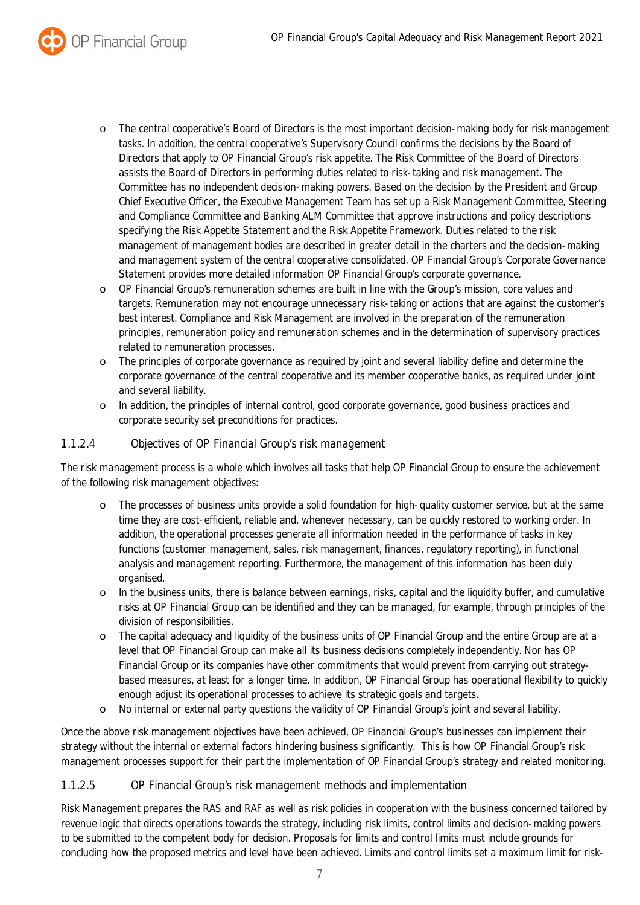- The central cooperative's Board of Directors is the most important decision-making body for risk management tasks. In addition, the central cooperative's Supervisory Council confirms the decisions by the Board of Directors that apply to OP Financial Group's risk appetite. The Risk Committee of the Board of Directors assists the Board of Directors in performing duties related to risk-taking and risk management. The Committee has no independent decision-making powers. Based on the decision by the President and Group Chief Executive Officer, the Executive Management Team has set up a Risk Management Committee, Steering and Compliance Committee and Banking ALM Committee that approve instructions and policy descriptions specifying the Risk Appetite Statement and the Risk Appetite Framework. Duties related to the risk management of management bodies are described in greater detail in the charters and the decision-making and management system of the central cooperative consolidated. OP Financial Group's Corporate Governance Statement provides more detailed information OP Financial Group's corporate governance.
- OP Financial Group's remuneration schemes are built in line with the Group's mission, core values and targets. Remuneration may not encourage unnecessary risk-taking or actions that are against the customer's best interest. Compliance and Risk Management are involved in the preparation of the remuneration principles, remuneration policy and remuneration schemes and in the determination of supervisory practices related to remuneration processes.
- The principles of corporate governance as required by joint and several liability define and determine the corporate governance of the central cooperative and its member cooperative banks, as required under joint and several liability.
- In addition, the principles of internal control, good corporate governance, good business practices and corporate security set preconditions for practices.

### 1.1.2.4 Objectives of OP Financial Group's risk management

The risk management process is a whole which involves all tasks that help OP Financial Group to ensure the achievement of the following risk management objectives:

- The processes of business units provide a solid foundation for high-quality customer service, but at the same time they are cost-efficient, reliable and, whenever necessary, can be quickly restored to working order. In addition, the operational processes generate all information needed in the performance of tasks in key functions (customer management, sales, risk management, finances, regulatory reporting), in functional analysis and management reporting. Furthermore, the management of this information has been duly organised.
- In the business units, there is balance between earnings, risks, capital and the liquidity buffer, and cumulative risks at OP Financial Group can be identified and they can be managed, for example, through principles of the division of responsibilities.
- The capital adequacy and liquidity of the business units of OP Financial Group and the entire Group are at a level that OP Financial Group can make all its business decisions completely independently. Nor has OP Financial Group or its companies have other commitments that would prevent from carrying out strategy-based measures, at least for a longer time. In addition, OP Financial Group has operational flexibility to quickly enough adjust its operational processes to achieve its strategic goals and targets.
- No internal or external party questions the validity of OP Financial Group's joint and several liability.

Once the above risk management objectives have been achieved, OP Financial Group's businesses can implement their strategy without the internal or external factors hindering business significantly. This is how OP Financial Group's risk management processes support for their part the implementation of OP Financial Group's strategy and related monitoring.

### 1.1.2.5 OP Financial Group's risk management methods and implementation

Risk Management prepares the RAS and RAF as well as risk policies in cooperation with the business concerned tailored by revenue logic that directs operations towards the strategy, including risk limits, control limits and decision-making powers to be submitted to the competent body for decision. Proposals for limits and control limits must include grounds for concluding how the proposed metrics and level have been achieved. Limits and control limits set a maximum limit for risk-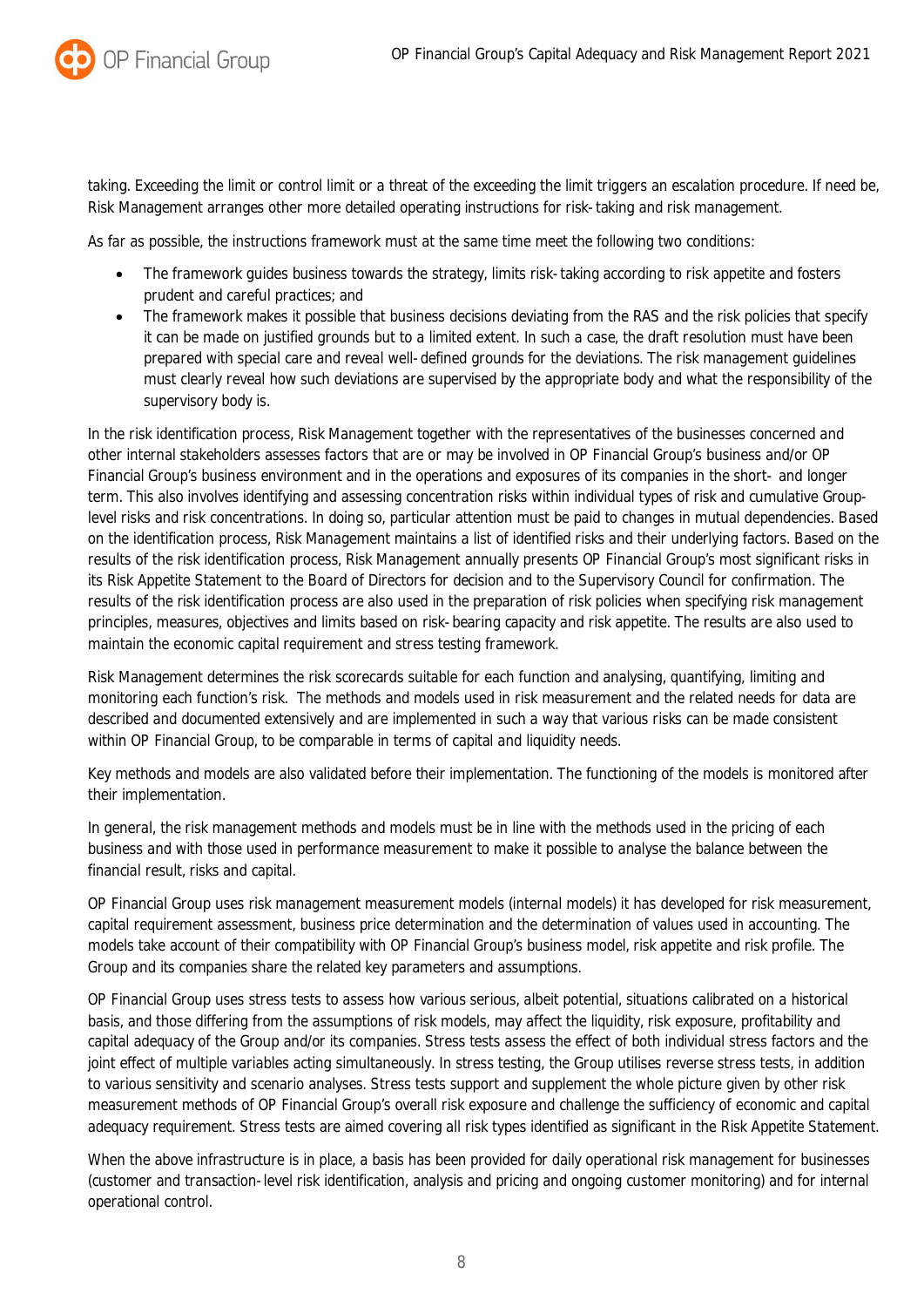taking. Exceeding the limit or control limit or a threat of the exceeding the limit triggers an escalation procedure. If need be, Risk Management arranges other more detailed operating instructions for risk-taking and risk management.

As far as possible, the instructions framework must at the same time meet the following two conditions:

- The framework guides business towards the strategy, limits risk-taking according to risk appetite and fosters prudent and careful practices; and
- The framework makes it possible that business decisions deviating from the RAS and the risk policies that specify it can be made on justified grounds but to a limited extent. In such a case, the draft resolution must have been prepared with special care and reveal well-defined grounds for the deviations. The risk management guidelines must clearly reveal how such deviations are supervised by the appropriate body and what the responsibility of the supervisory body is.

In the risk identification process, Risk Management together with the representatives of the businesses concerned and other internal stakeholders assesses factors that are or may be involved in OP Financial Group's business and/or OP Financial Group's business environment and in the operations and exposures of its companies in the short- and longer term. This also involves identifying and assessing concentration risks within individual types of risk and cumulative Group-level risks and risk concentrations. In doing so, particular attention must be paid to changes in mutual dependencies. Based on the identification process, Risk Management maintains a list of identified risks and their underlying factors. Based on the results of the risk identification process, Risk Management annually presents OP Financial Group's most significant risks in its Risk Appetite Statement to the Board of Directors for decision and to the Supervisory Council for confirmation. The results of the risk identification process are also used in the preparation of risk policies when specifying risk management principles, measures, objectives and limits based on risk-bearing capacity and risk appetite. The results are also used to maintain the economic capital requirement and stress testing framework.

Risk Management determines the risk scorecards suitable for each function and analysing, quantifying, limiting and monitoring each function's risk.  The methods and models used in risk measurement and the related needs for data are described and documented extensively and are implemented in such a way that various risks can be made consistent within OP Financial Group, to be comparable in terms of capital and liquidity needs.

Key methods and models are also validated before their implementation. The functioning of the models is monitored after their implementation.

In general, the risk management methods and models must be in line with the methods used in the pricing of each business and with those used in performance measurement to make it possible to analyse the balance between the financial result, risks and capital.

OP Financial Group uses risk management measurement models (internal models) it has developed for risk measurement, capital requirement assessment, business price determination and the determination of values used in accounting. The models take account of their compatibility with OP Financial Group's business model, risk appetite and risk profile. The Group and its companies share the related key parameters and assumptions.

OP Financial Group uses stress tests to assess how various serious, albeit potential, situations calibrated on a historical basis, and those differing from the assumptions of risk models, may affect the liquidity, risk exposure, profitability and capital adequacy of the Group and/or its companies. Stress tests assess the effect of both individual stress factors and the joint effect of multiple variables acting simultaneously. In stress testing, the Group utilises reverse stress tests, in addition to various sensitivity and scenario analyses. Stress tests support and supplement the whole picture given by other risk measurement methods of OP Financial Group's overall risk exposure and challenge the sufficiency of economic and capital adequacy requirement. Stress tests are aimed covering all risk types identified as significant in the Risk Appetite Statement.

When the above infrastructure is in place, a basis has been provided for daily operational risk management for businesses (customer and transaction-level risk identification, analysis and pricing and ongoing customer monitoring) and for internal operational control.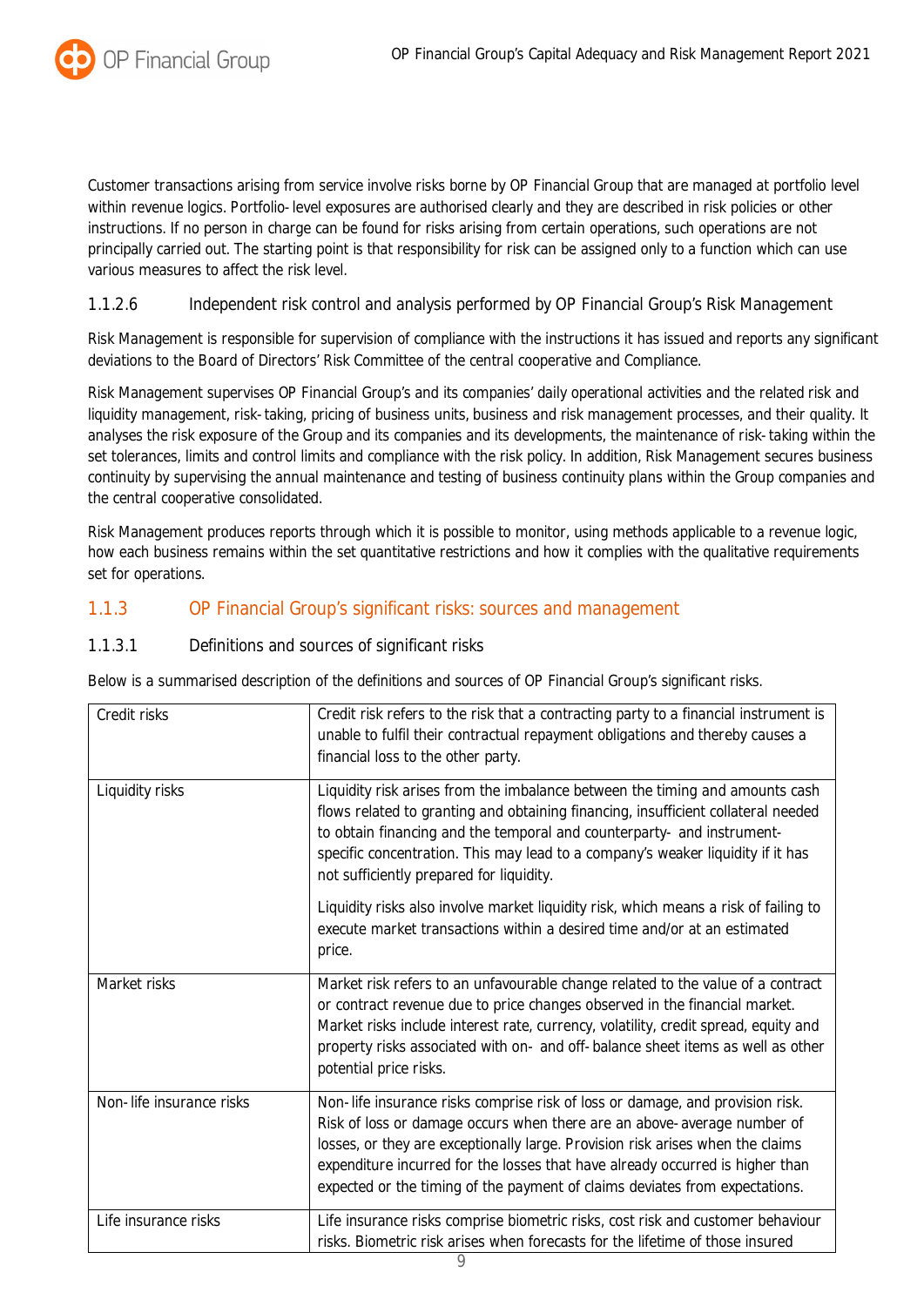Customer transactions arising from service involve risks borne by OP Financial Group that are managed at portfolio level within revenue logics. Portfolio-level exposures are authorised clearly and they are described in risk policies or other instructions. If no person in charge can be found for risks arising from certain operations, such operations are not principally carried out. The starting point is that responsibility for risk can be assigned only to a function which can use various measures to affect the risk level.

#### 1.1.2.6 Independent risk control and analysis performed by OP Financial Group's Risk Management

Risk Management is responsible for supervision of compliance with the instructions it has issued and reports any significant deviations to the Board of Directors' Risk Committee of the central cooperative and Compliance.

Risk Management supervises OP Financial Group's and its companies' daily operational activities and the related risk and liquidity management, risk-taking, pricing of business units, business and risk management processes, and their quality. It analyses the risk exposure of the Group and its companies and its developments, the maintenance of risk-taking within the set tolerances, limits and control limits and compliance with the risk policy. In addition, Risk Management secures business continuity by supervising the annual maintenance and testing of business continuity plans within the Group companies and the central cooperative consolidated.

Risk Management produces reports through which it is possible to monitor, using methods applicable to a revenue logic, how each business remains within the set quantitative restrictions and how it complies with the qualitative requirements set for operations.

### 1.1.3 OP Financial Group's significant risks: sources and management

#### 1.1.3.1 Definitions and sources of significant risks

Below is a summarised description of the definitions and sources of OP Financial Group's significant risks.

| | |
|---|---|
| Credit risks | Credit risk refers to the risk that a contracting party to a financial instrument is unable to fulfil their contractual repayment obligations and thereby causes a financial loss to the other party. |
| Liquidity risks | Liquidity risk arises from the imbalance between the timing and amounts cash flows related to granting and obtaining financing, insufficient collateral needed to obtain financing and the temporal and counterparty- and instrument-specific concentration. This may lead to a company's weaker liquidity if it has not sufficiently prepared for liquidity.<br><br>Liquidity risks also involve market liquidity risk, which means a risk of failing to execute market transactions within a desired time and/or at an estimated price. |
| Market risks | Market risk refers to an unfavourable change related to the value of a contract or contract revenue due to price changes observed in the financial market. Market risks include interest rate, currency, volatility, credit spread, equity and property risks associated with on- and off-balance sheet items as well as other potential price risks. |
| Non-life insurance risks | Non-life insurance risks comprise risk of loss or damage, and provision risk. Risk of loss or damage occurs when there are an above-average number of losses, or they are exceptionally large. Provision risk arises when the claims expenditure incurred for the losses that have already occurred is higher than expected or the timing of the payment of claims deviates from expectations. |
| Life insurance risks | Life insurance risks comprise biometric risks, cost risk and customer behaviour risks. Biometric risk arises when forecasts for the lifetime of those insured |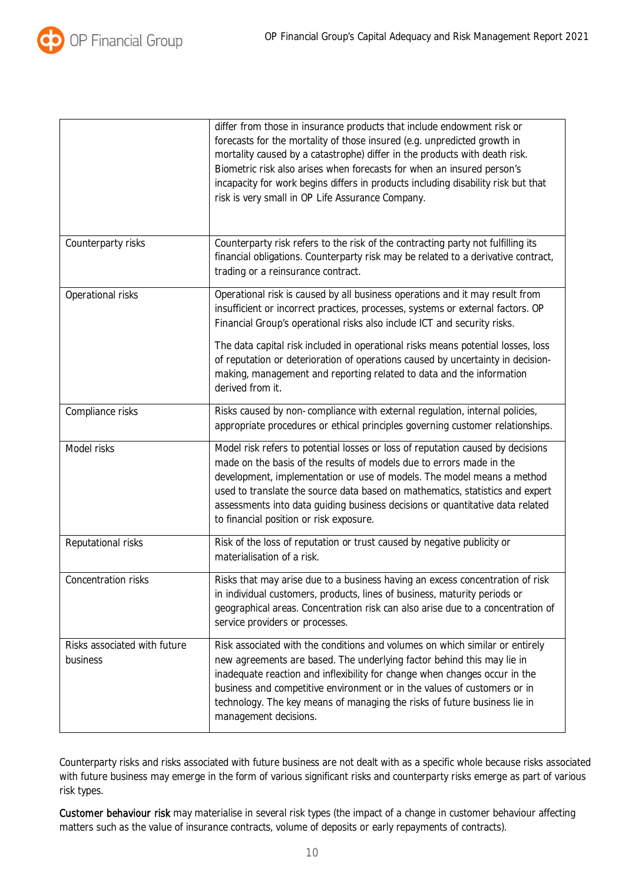|  |  |
|---|---|
|  | differ from those in insurance products that include endowment risk or forecasts for the mortality of those insured (e.g. unpredicted growth in mortality caused by a catastrophe) differ in the products with death risk. Biometric risk also arises when forecasts for when an insured person's incapacity for work begins differs in products including disability risk but that risk is very small in OP Life Assurance Company. |
| Counterparty risks | Counterparty risk refers to the risk of the contracting party not fulfilling its financial obligations. Counterparty risk may be related to a derivative contract, trading or a reinsurance contract. |
| Operational risks | Operational risk is caused by all business operations and it may result from insufficient or incorrect practices, processes, systems or external factors. OP Financial Group's operational risks also include ICT and security risks.<br><br>The data capital risk included in operational risks means potential losses, loss of reputation or deterioration of operations caused by uncertainty in decision-making, management and reporting related to data and the information derived from it. |
| Compliance risks | Risks caused by non- compliance with external regulation, internal policies, appropriate procedures or ethical principles governing customer relationships. |
| Model risks | Model risk refers to potential losses or loss of reputation caused by decisions made on the basis of the results of models due to errors made in the development, implementation or use of models. The model means a method used to translate the source data based on mathematics, statistics and expert assessments into data guiding business decisions or quantitative data related to financial position or risk exposure. |
| Reputational risks | Risk of the loss of reputation or trust caused by negative publicity or materialisation of a risk. |
| Concentration risks | Risks that may arise due to a business having an excess concentration of risk in individual customers, products, lines of business, maturity periods or geographical areas. Concentration risk can also arise due to a concentration of service providers or processes. |
| Risks associated with future business | Risk associated with the conditions and volumes on which similar or entirely new agreements are based. The underlying factor behind this may lie in inadequate reaction and inflexibility for change when changes occur in the business and competitive environment or in the values of customers or in technology. The key means of managing the risks of future business lie in management decisions. |

Counterparty risks and risks associated with future business are not dealt with as a specific whole because risks associated with future business may emerge in the form of various significant risks and counterparty risks emerge as part of various risk types.

**Customer behaviour risk** may materialise in several risk types (the impact of a change in customer behaviour affecting matters such as the value of insurance contracts, volume of deposits or early repayments of contracts).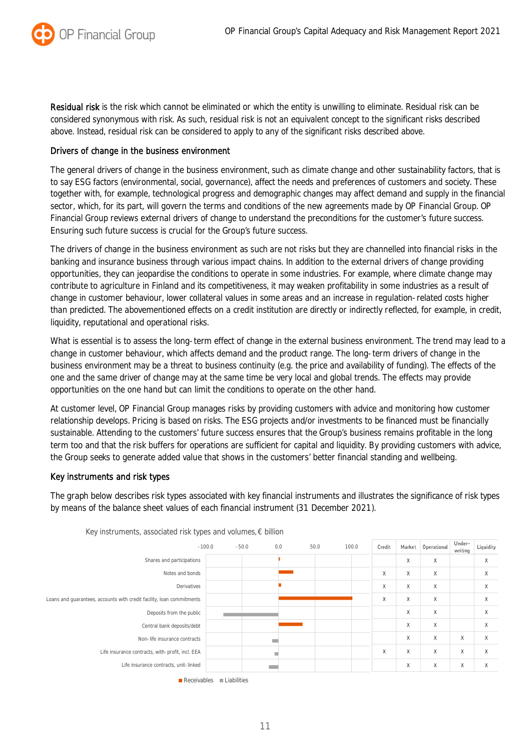**Residual risk** is the risk which cannot be eliminated or which the entity is unwilling to eliminate. Residual risk can be considered synonymous with risk. As such, residual risk is not an equivalent concept to the significant risks described above. Instead, residual risk can be considered to apply to any of the significant risks described above.

### Drivers of change in the business environment

The general drivers of change in the business environment, such as climate change and other sustainability factors, that is to say ESG factors (environmental, social, governance), affect the needs and preferences of customers and society. These together with, for example, technological progress and demographic changes may affect demand and supply in the financial sector, which, for its part, will govern the terms and conditions of the new agreements made by OP Financial Group. OP Financial Group reviews external drivers of change to understand the preconditions for the customer's future success. Ensuring such future success is crucial for the Group's future success.

The drivers of change in the business environment as such are not risks but they are channelled into financial risks in the banking and insurance business through various impact chains. In addition to the external drivers of change providing opportunities, they can jeopardise the conditions to operate in some industries. For example, where climate change may contribute to agriculture in Finland and its competitiveness, it may weaken profitability in some industries as a result of change in customer behaviour, lower collateral values in some areas and an increase in regulation-related costs higher than predicted. The abovementioned effects on a credit institution are directly or indirectly reflected, for example, in credit, liquidity, reputational and operational risks.

What is essential is to assess the long-term effect of change in the external business environment. The trend may lead to a change in customer behaviour, which affects demand and the product range. The long-term drivers of change in the business environment may be a threat to business continuity (e.g. the price and availability of funding). The effects of the one and the same driver of change may at the same time be very local and global trends. The effects may provide opportunities on the one hand but can limit the conditions to operate on the other hand.

At customer level, OP Financial Group manages risks by providing customers with advice and monitoring how customer relationship develops. Pricing is based on risks. The ESG projects and/or investments to be financed must be financially sustainable. Attending to the customers' future success ensures that the Group's business remains profitable in the long term too and that the risk buffers for operations are sufficient for capital and liquidity. By providing customers with advice, the Group seeks to generate added value that shows in the customers' better financial standing and wellbeing.

### Key instruments and risk types

The graph below describes risk types associated with key financial instruments and illustrates the significance of risk types by means of the balance sheet values of each financial instrument (31 December 2021).

Key instruments, associated risk types and volumes, € billion

| Instrument | Credit | Market | Operational | Under-writing | Liquidity |
|---|---|---|---|---|---|
| Shares and participations | | X | X | | X |
| Notes and bonds | X | X | X | | X |
| Derivatives | X | X | X | | X |
| Loans and guarantees, accounts with credit facility, loan commitments | X | X | X | | X |
| Deposits from the public | | X | X | | X |
| Central bank deposits/debt | | X | X | | X |
| Non-life insurance contracts | | X | X | X | X |
| Life insurance contracts, with-profit, incl. EEA | X | X | X | X | X |
| Life insurance contracts, unit-linked | | X | X | X | X |

Receivables / Liabilities (bar chart, scale -100.0 to 100.0)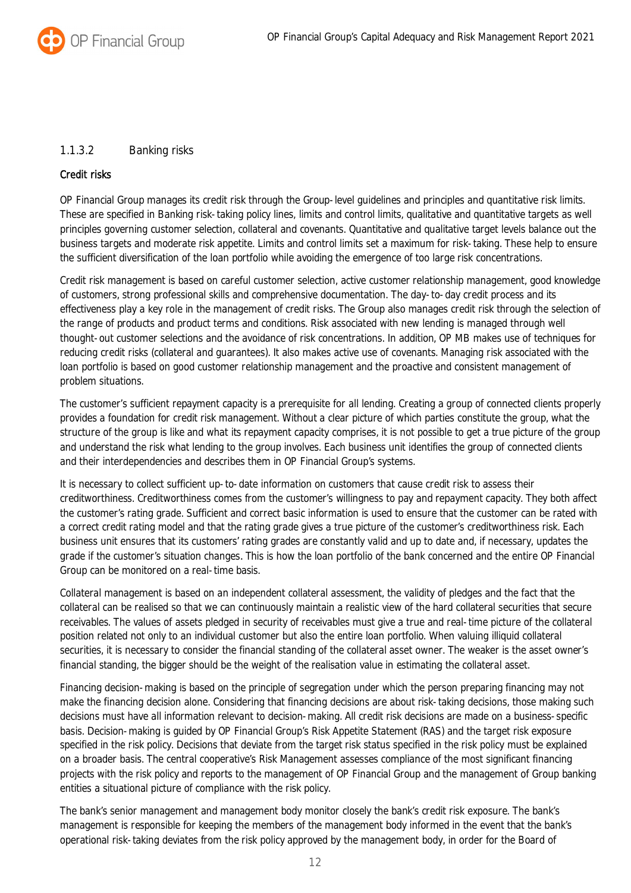### 1.1.3.2 Banking risks

**Credit risks**

OP Financial Group manages its credit risk through the Group-level guidelines and principles and quantitative risk limits. These are specified in Banking risk-taking policy lines, limits and control limits, qualitative and quantitative targets as well principles governing customer selection, collateral and covenants. Quantitative and qualitative target levels balance out the business targets and moderate risk appetite. Limits and control limits set a maximum for risk-taking. These help to ensure the sufficient diversification of the loan portfolio while avoiding the emergence of too large risk concentrations.

Credit risk management is based on careful customer selection, active customer relationship management, good knowledge of customers, strong professional skills and comprehensive documentation. The day-to-day credit process and its effectiveness play a key role in the management of credit risks. The Group also manages credit risk through the selection of the range of products and product terms and conditions. Risk associated with new lending is managed through well thought-out customer selections and the avoidance of risk concentrations. In addition, OP MB makes use of techniques for reducing credit risks (collateral and guarantees). It also makes active use of covenants. Managing risk associated with the loan portfolio is based on good customer relationship management and the proactive and consistent management of problem situations.

The customer's sufficient repayment capacity is a prerequisite for all lending. Creating a group of connected clients properly provides a foundation for credit risk management. Without a clear picture of which parties constitute the group, what the structure of the group is like and what its repayment capacity comprises, it is not possible to get a true picture of the group and understand the risk what lending to the group involves. Each business unit identifies the group of connected clients and their interdependencies and describes them in OP Financial Group's systems.

It is necessary to collect sufficient up-to-date information on customers that cause credit risk to assess their creditworthiness. Creditworthiness comes from the customer's willingness to pay and repayment capacity. They both affect the customer's rating grade. Sufficient and correct basic information is used to ensure that the customer can be rated with a correct credit rating model and that the rating grade gives a true picture of the customer's creditworthiness risk. Each business unit ensures that its customers' rating grades are constantly valid and up to date and, if necessary, updates the grade if the customer's situation changes. This is how the loan portfolio of the bank concerned and the entire OP Financial Group can be monitored on a real-time basis.

Collateral management is based on an independent collateral assessment, the validity of pledges and the fact that the collateral can be realised so that we can continuously maintain a realistic view of the hard collateral securities that secure receivables. The values of assets pledged in security of receivables must give a true and real-time picture of the collateral position related not only to an individual customer but also the entire loan portfolio. When valuing illiquid collateral securities, it is necessary to consider the financial standing of the collateral asset owner. The weaker is the asset owner's financial standing, the bigger should be the weight of the realisation value in estimating the collateral asset.

Financing decision-making is based on the principle of segregation under which the person preparing financing may not make the financing decision alone. Considering that financing decisions are about risk-taking decisions, those making such decisions must have all information relevant to decision-making. All credit risk decisions are made on a business-specific basis. Decision-making is guided by OP Financial Group's Risk Appetite Statement (RAS) and the target risk exposure specified in the risk policy. Decisions that deviate from the target risk status specified in the risk policy must be explained on a broader basis. The central cooperative's Risk Management assesses compliance of the most significant financing projects with the risk policy and reports to the management of OP Financial Group and the management of Group banking entities a situational picture of compliance with the risk policy.

The bank's senior management and management body monitor closely the bank's credit risk exposure. The bank's management is responsible for keeping the members of the management body informed in the event that the bank's operational risk-taking deviates from the risk policy approved by the management body, in order for the Board of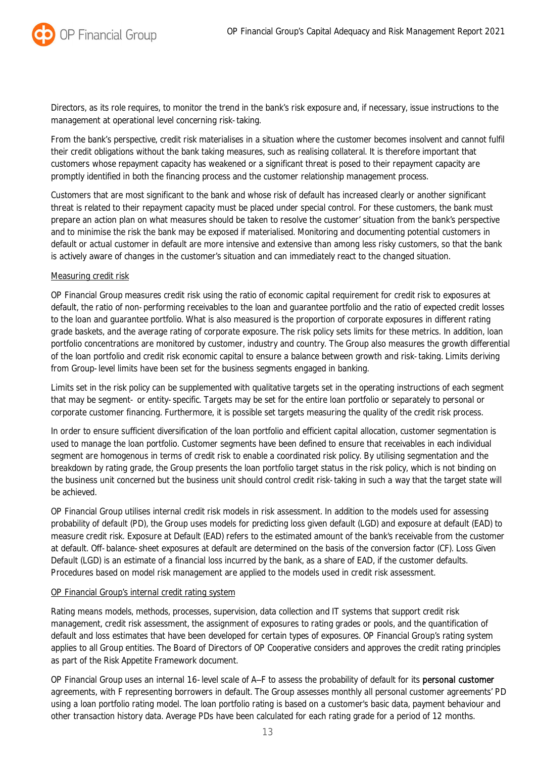Directors, as its role requires, to monitor the trend in the bank's risk exposure and, if necessary, issue instructions to the management at operational level concerning risk-taking.

From the bank's perspective, credit risk materialises in a situation where the customer becomes insolvent and cannot fulfil their credit obligations without the bank taking measures, such as realising collateral. It is therefore important that customers whose repayment capacity has weakened or a significant threat is posed to their repayment capacity are promptly identified in both the financing process and the customer relationship management process.

Customers that are most significant to the bank and whose risk of default has increased clearly or another significant threat is related to their repayment capacity must be placed under special control. For these customers, the bank must prepare an action plan on what measures should be taken to resolve the customer' situation from the bank's perspective and to minimise the risk the bank may be exposed if materialised. Monitoring and documenting potential customers in default or actual customer in default are more intensive and extensive than among less risky customers, so that the bank is actively aware of changes in the customer's situation and can immediately react to the changed situation.

Measuring credit risk

OP Financial Group measures credit risk using the ratio of economic capital requirement for credit risk to exposures at default, the ratio of non-performing receivables to the loan and guarantee portfolio and the ratio of expected credit losses to the loan and guarantee portfolio. What is also measured is the proportion of corporate exposures in different rating grade baskets, and the average rating of corporate exposure. The risk policy sets limits for these metrics. In addition, loan portfolio concentrations are monitored by customer, industry and country. The Group also measures the growth differential of the loan portfolio and credit risk economic capital to ensure a balance between growth and risk-taking. Limits deriving from Group-level limits have been set for the business segments engaged in banking.

Limits set in the risk policy can be supplemented with qualitative targets set in the operating instructions of each segment that may be segment- or entity-specific. Targets may be set for the entire loan portfolio or separately to personal or corporate customer financing. Furthermore, it is possible set targets measuring the quality of the credit risk process.

In order to ensure sufficient diversification of the loan portfolio and efficient capital allocation, customer segmentation is used to manage the loan portfolio. Customer segments have been defined to ensure that receivables in each individual segment are homogenous in terms of credit risk to enable a coordinated risk policy. By utilising segmentation and the breakdown by rating grade, the Group presents the loan portfolio target status in the risk policy, which is not binding on the business unit concerned but the business unit should control credit risk-taking in such a way that the target state will be achieved.

OP Financial Group utilises internal credit risk models in risk assessment. In addition to the models used for assessing probability of default (PD), the Group uses models for predicting loss given default (LGD) and exposure at default (EAD) to measure credit risk. Exposure at Default (EAD) refers to the estimated amount of the bank's receivable from the customer at default. Off-balance-sheet exposures at default are determined on the basis of the conversion factor (CF). Loss Given Default (LGD) is an estimate of a financial loss incurred by the bank, as a share of EAD, if the customer defaults. Procedures based on model risk management are applied to the models used in credit risk assessment.

OP Financial Group's internal credit rating system

Rating means models, methods, processes, supervision, data collection and IT systems that support credit risk management, credit risk assessment, the assignment of exposures to rating grades or pools, and the quantification of default and loss estimates that have been developed for certain types of exposures. OP Financial Group's rating system applies to all Group entities. The Board of Directors of OP Cooperative considers and approves the credit rating principles as part of the Risk Appetite Framework document.

OP Financial Group uses an internal 16-level scale of A–F to assess the probability of default for its personal customer agreements, with F representing borrowers in default. The Group assesses monthly all personal customer agreements' PD using a loan portfolio rating model. The loan portfolio rating is based on a customer's basic data, payment behaviour and other transaction history data. Average PDs have been calculated for each rating grade for a period of 12 months.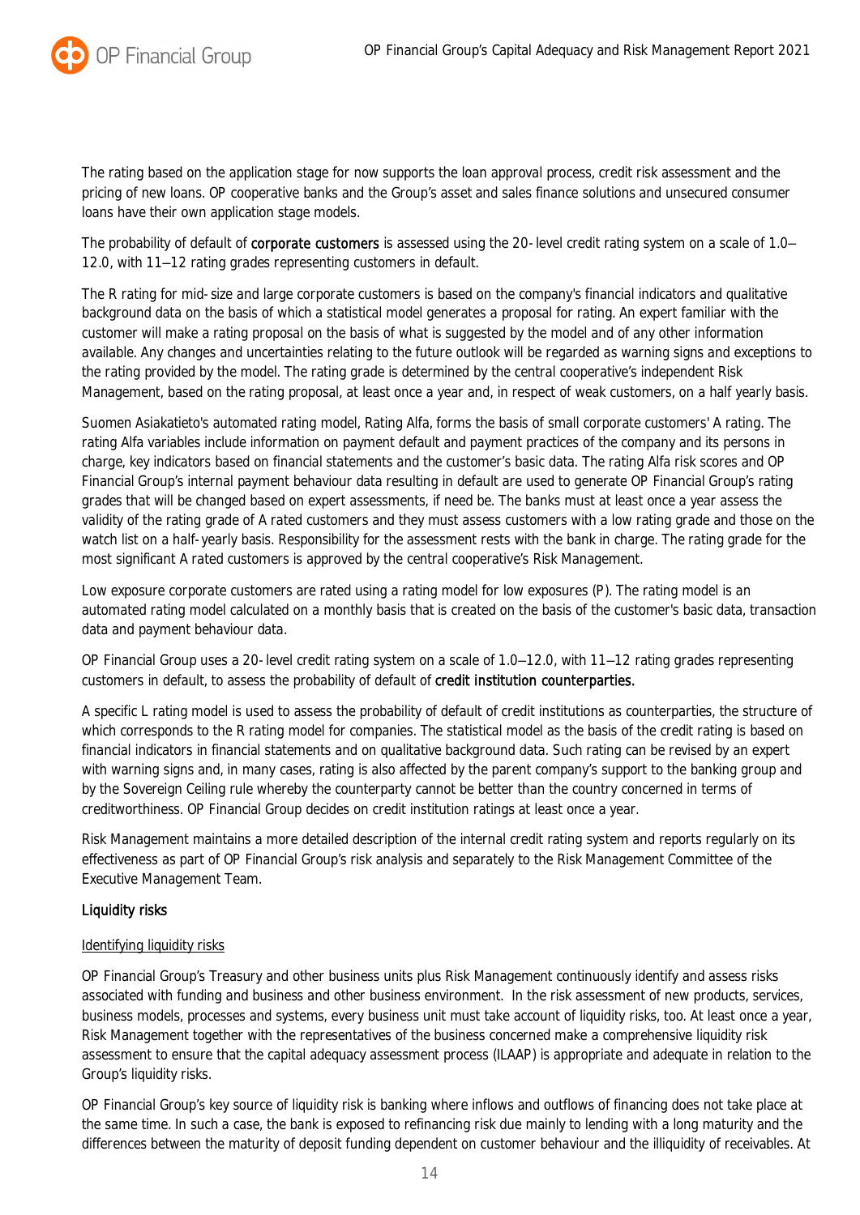The rating based on the application stage for now supports the loan approval process, credit risk assessment and the pricing of new loans. OP cooperative banks and the Group's asset and sales finance solutions and unsecured consumer loans have their own application stage models.

The probability of default of corporate customers is assessed using the 20-level credit rating system on a scale of 1.0–12.0, with 11–12 rating grades representing customers in default.

The R rating for mid-size and large corporate customers is based on the company's financial indicators and qualitative background data on the basis of which a statistical model generates a proposal for rating. An expert familiar with the customer will make a rating proposal on the basis of what is suggested by the model and of any other information available. Any changes and uncertainties relating to the future outlook will be regarded as warning signs and exceptions to the rating provided by the model. The rating grade is determined by the central cooperative's independent Risk Management, based on the rating proposal, at least once a year and, in respect of weak customers, on a half yearly basis.

Suomen Asiakatieto's automated rating model, Rating Alfa, forms the basis of small corporate customers' A rating. The rating Alfa variables include information on payment default and payment practices of the company and its persons in charge, key indicators based on financial statements and the customer's basic data. The rating Alfa risk scores and OP Financial Group's internal payment behaviour data resulting in default are used to generate OP Financial Group's rating grades that will be changed based on expert assessments, if need be. The banks must at least once a year assess the validity of the rating grade of A rated customers and they must assess customers with a low rating grade and those on the watch list on a half-yearly basis. Responsibility for the assessment rests with the bank in charge. The rating grade for the most significant A rated customers is approved by the central cooperative's Risk Management.

Low exposure corporate customers are rated using a rating model for low exposures (P). The rating model is an automated rating model calculated on a monthly basis that is created on the basis of the customer's basic data, transaction data and payment behaviour data.

OP Financial Group uses a 20-level credit rating system on a scale of 1.0–12.0, with 11–12 rating grades representing customers in default, to assess the probability of default of credit institution counterparties.

A specific L rating model is used to assess the probability of default of credit institutions as counterparties, the structure of which corresponds to the R rating model for companies. The statistical model as the basis of the credit rating is based on financial indicators in financial statements and on qualitative background data. Such rating can be revised by an expert with warning signs and, in many cases, rating is also affected by the parent company's support to the banking group and by the Sovereign Ceiling rule whereby the counterparty cannot be better than the country concerned in terms of creditworthiness. OP Financial Group decides on credit institution ratings at least once a year.

Risk Management maintains a more detailed description of the internal credit rating system and reports regularly on its effectiveness as part of OP Financial Group's risk analysis and separately to the Risk Management Committee of the Executive Management Team.

### Liquidity risks

#### Identifying liquidity risks

OP Financial Group's Treasury and other business units plus Risk Management continuously identify and assess risks associated with funding and business and other business environment. In the risk assessment of new products, services, business models, processes and systems, every business unit must take account of liquidity risks, too. At least once a year, Risk Management together with the representatives of the business concerned make a comprehensive liquidity risk assessment to ensure that the capital adequacy assessment process (ILAAP) is appropriate and adequate in relation to the Group's liquidity risks.

OP Financial Group's key source of liquidity risk is banking where inflows and outflows of financing does not take place at the same time. In such a case, the bank is exposed to refinancing risk due mainly to lending with a long maturity and the differences between the maturity of deposit funding dependent on customer behaviour and the illiquidity of receivables. At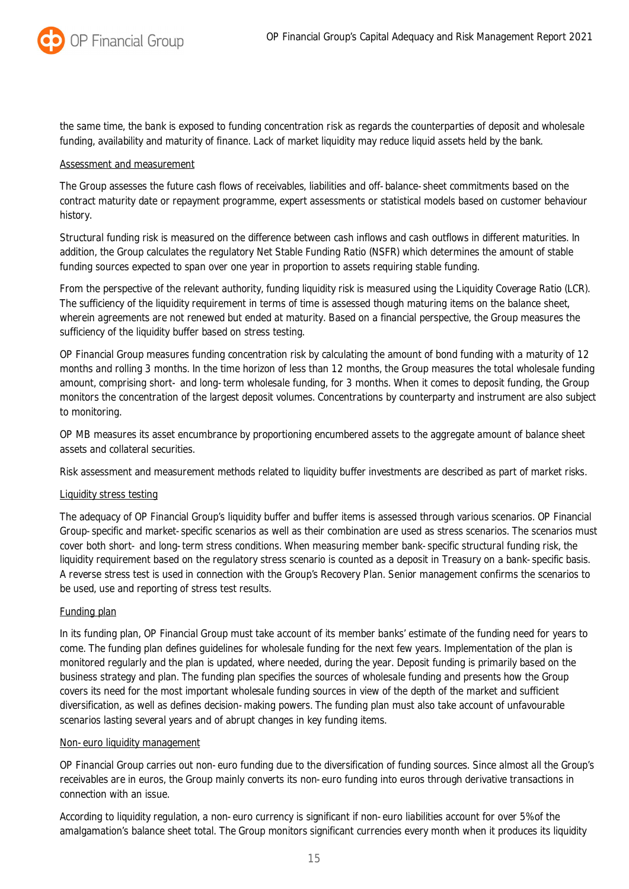the same time, the bank is exposed to funding concentration risk as regards the counterparties of deposit and wholesale funding, availability and maturity of finance. Lack of market liquidity may reduce liquid assets held by the bank.

Assessment and measurement

The Group assesses the future cash flows of receivables, liabilities and off-balance-sheet commitments based on the contract maturity date or repayment programme, expert assessments or statistical models based on customer behaviour history.

Structural funding risk is measured on the difference between cash inflows and cash outflows in different maturities. In addition, the Group calculates the regulatory Net Stable Funding Ratio (NSFR) which determines the amount of stable funding sources expected to span over one year in proportion to assets requiring stable funding.

From the perspective of the relevant authority, funding liquidity risk is measured using the Liquidity Coverage Ratio (LCR). The sufficiency of the liquidity requirement in terms of time is assessed though maturing items on the balance sheet, wherein agreements are not renewed but ended at maturity. Based on a financial perspective, the Group measures the sufficiency of the liquidity buffer based on stress testing.

OP Financial Group measures funding concentration risk by calculating the amount of bond funding with a maturity of 12 months and rolling 3 months. In the time horizon of less than 12 months, the Group measures the total wholesale funding amount, comprising short- and long-term wholesale funding, for 3 months. When it comes to deposit funding, the Group monitors the concentration of the largest deposit volumes. Concentrations by counterparty and instrument are also subject to monitoring.

OP MB measures its asset encumbrance by proportioning encumbered assets to the aggregate amount of balance sheet assets and collateral securities.

Risk assessment and measurement methods related to liquidity buffer investments are described as part of market risks.

Liquidity stress testing

The adequacy of OP Financial Group's liquidity buffer and buffer items is assessed through various scenarios. OP Financial Group-specific and market-specific scenarios as well as their combination are used as stress scenarios. The scenarios must cover both short- and long-term stress conditions. When measuring member bank-specific structural funding risk, the liquidity requirement based on the regulatory stress scenario is counted as a deposit in Treasury on a bank-specific basis. A reverse stress test is used in connection with the Group's Recovery Plan. Senior management confirms the scenarios to be used, use and reporting of stress test results.

Funding plan

In its funding plan, OP Financial Group must take account of its member banks' estimate of the funding need for years to come. The funding plan defines guidelines for wholesale funding for the next few years. Implementation of the plan is monitored regularly and the plan is updated, where needed, during the year. Deposit funding is primarily based on the business strategy and plan. The funding plan specifies the sources of wholesale funding and presents how the Group covers its need for the most important wholesale funding sources in view of the depth of the market and sufficient diversification, as well as defines decision-making powers. The funding plan must also take account of unfavourable scenarios lasting several years and of abrupt changes in key funding items.

Non-euro liquidity management

OP Financial Group carries out non-euro funding due to the diversification of funding sources. Since almost all the Group's receivables are in euros, the Group mainly converts its non-euro funding into euros through derivative transactions in connection with an issue.

According to liquidity regulation, a non-euro currency is significant if non-euro liabilities account for over 5% of the amalgamation's balance sheet total. The Group monitors significant currencies every month when it produces its liquidity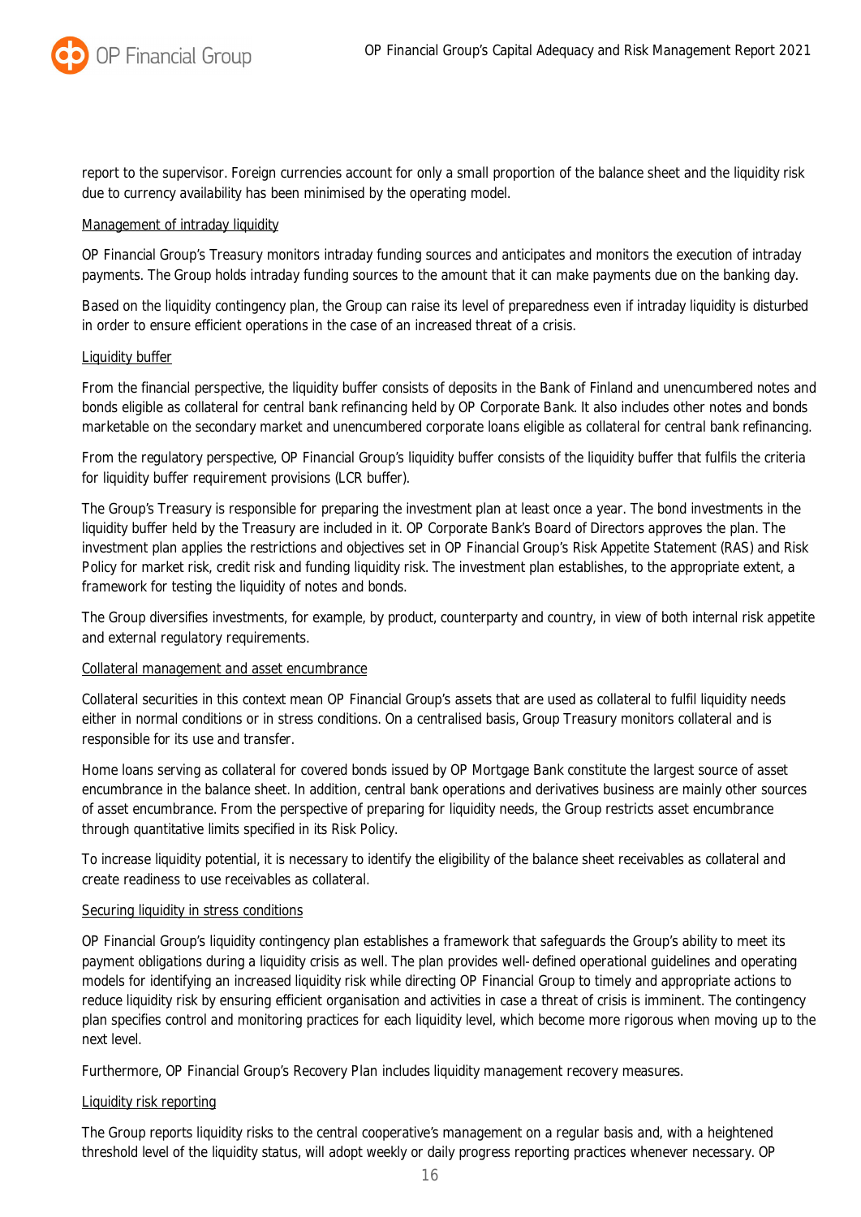report to the supervisor. Foreign currencies account for only a small proportion of the balance sheet and the liquidity risk due to currency availability has been minimised by the operating model.

Management of intraday liquidity

OP Financial Group's Treasury monitors intraday funding sources and anticipates and monitors the execution of intraday payments. The Group holds intraday funding sources to the amount that it can make payments due on the banking day.

Based on the liquidity contingency plan, the Group can raise its level of preparedness even if intraday liquidity is disturbed in order to ensure efficient operations in the case of an increased threat of a crisis.

Liquidity buffer

From the financial perspective, the liquidity buffer consists of deposits in the Bank of Finland and unencumbered notes and bonds eligible as collateral for central bank refinancing held by OP Corporate Bank. It also includes other notes and bonds marketable on the secondary market and unencumbered corporate loans eligible as collateral for central bank refinancing.

From the regulatory perspective, OP Financial Group's liquidity buffer consists of the liquidity buffer that fulfils the criteria for liquidity buffer requirement provisions (LCR buffer).

The Group's Treasury is responsible for preparing the investment plan at least once a year. The bond investments in the liquidity buffer held by the Treasury are included in it. OP Corporate Bank's Board of Directors approves the plan. The investment plan applies the restrictions and objectives set in OP Financial Group's Risk Appetite Statement (RAS) and Risk Policy for market risk, credit risk and funding liquidity risk. The investment plan establishes, to the appropriate extent, a framework for testing the liquidity of notes and bonds.

The Group diversifies investments, for example, by product, counterparty and country, in view of both internal risk appetite and external regulatory requirements.

Collateral management and asset encumbrance

Collateral securities in this context mean OP Financial Group's assets that are used as collateral to fulfil liquidity needs either in normal conditions or in stress conditions. On a centralised basis, Group Treasury monitors collateral and is responsible for its use and transfer.

Home loans serving as collateral for covered bonds issued by OP Mortgage Bank constitute the largest source of asset encumbrance in the balance sheet. In addition, central bank operations and derivatives business are mainly other sources of asset encumbrance. From the perspective of preparing for liquidity needs, the Group restricts asset encumbrance through quantitative limits specified in its Risk Policy.

To increase liquidity potential, it is necessary to identify the eligibility of the balance sheet receivables as collateral and create readiness to use receivables as collateral.

Securing liquidity in stress conditions

OP Financial Group's liquidity contingency plan establishes a framework that safeguards the Group's ability to meet its payment obligations during a liquidity crisis as well. The plan provides well-defined operational guidelines and operating models for identifying an increased liquidity risk while directing OP Financial Group to timely and appropriate actions to reduce liquidity risk by ensuring efficient organisation and activities in case a threat of crisis is imminent. The contingency plan specifies control and monitoring practices for each liquidity level, which become more rigorous when moving up to the next level.

Furthermore, OP Financial Group's Recovery Plan includes liquidity management recovery measures.

Liquidity risk reporting

The Group reports liquidity risks to the central cooperative's management on a regular basis and, with a heightened threshold level of the liquidity status, will adopt weekly or daily progress reporting practices whenever necessary. OP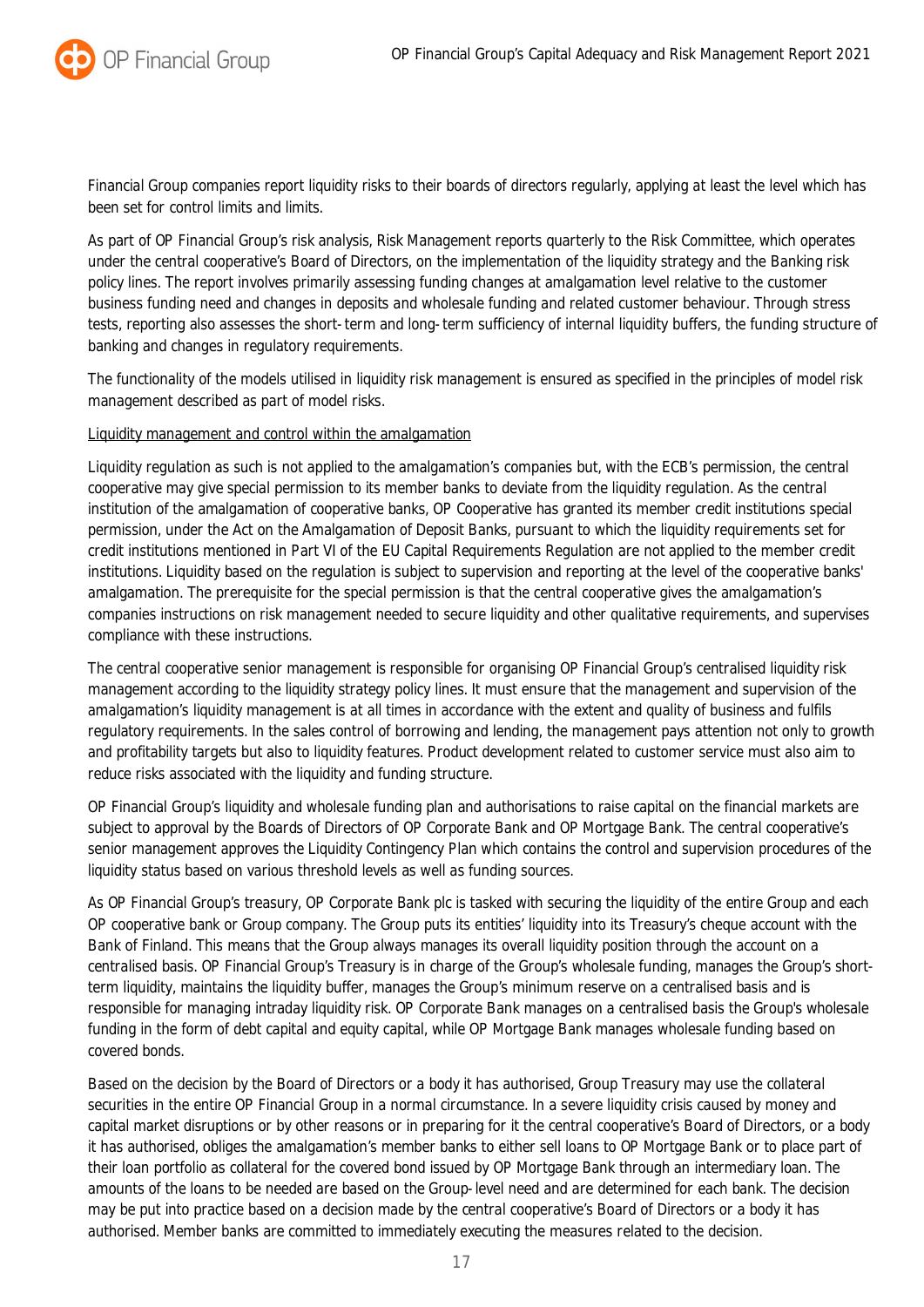Financial Group companies report liquidity risks to their boards of directors regularly, applying at least the level which has been set for control limits and limits.

As part of OP Financial Group's risk analysis, Risk Management reports quarterly to the Risk Committee, which operates under the central cooperative's Board of Directors, on the implementation of the liquidity strategy and the Banking risk policy lines. The report involves primarily assessing funding changes at amalgamation level relative to the customer business funding need and changes in deposits and wholesale funding and related customer behaviour. Through stress tests, reporting also assesses the short-term and long-term sufficiency of internal liquidity buffers, the funding structure of banking and changes in regulatory requirements.

The functionality of the models utilised in liquidity risk management is ensured as specified in the principles of model risk management described as part of model risks.

Liquidity management and control within the amalgamation

Liquidity regulation as such is not applied to the amalgamation's companies but, with the ECB's permission, the central cooperative may give special permission to its member banks to deviate from the liquidity regulation. As the central institution of the amalgamation of cooperative banks, OP Cooperative has granted its member credit institutions special permission, under the Act on the Amalgamation of Deposit Banks, pursuant to which the liquidity requirements set for credit institutions mentioned in Part VI of the EU Capital Requirements Regulation are not applied to the member credit institutions. Liquidity based on the regulation is subject to supervision and reporting at the level of the cooperative banks' amalgamation. The prerequisite for the special permission is that the central cooperative gives the amalgamation's companies instructions on risk management needed to secure liquidity and other qualitative requirements, and supervises compliance with these instructions.

The central cooperative senior management is responsible for organising OP Financial Group's centralised liquidity risk management according to the liquidity strategy policy lines. It must ensure that the management and supervision of the amalgamation's liquidity management is at all times in accordance with the extent and quality of business and fulfils regulatory requirements. In the sales control of borrowing and lending, the management pays attention not only to growth and profitability targets but also to liquidity features. Product development related to customer service must also aim to reduce risks associated with the liquidity and funding structure.

OP Financial Group's liquidity and wholesale funding plan and authorisations to raise capital on the financial markets are subject to approval by the Boards of Directors of OP Corporate Bank and OP Mortgage Bank. The central cooperative's senior management approves the Liquidity Contingency Plan which contains the control and supervision procedures of the liquidity status based on various threshold levels as well as funding sources.

As OP Financial Group's treasury, OP Corporate Bank plc is tasked with securing the liquidity of the entire Group and each OP cooperative bank or Group company. The Group puts its entities' liquidity into its Treasury's cheque account with the Bank of Finland. This means that the Group always manages its overall liquidity position through the account on a centralised basis. OP Financial Group's Treasury is in charge of the Group's wholesale funding, manages the Group's short-term liquidity, maintains the liquidity buffer, manages the Group's minimum reserve on a centralised basis and is responsible for managing intraday liquidity risk. OP Corporate Bank manages on a centralised basis the Group's wholesale funding in the form of debt capital and equity capital, while OP Mortgage Bank manages wholesale funding based on covered bonds.

Based on the decision by the Board of Directors or a body it has authorised, Group Treasury may use the collateral securities in the entire OP Financial Group in a normal circumstance. In a severe liquidity crisis caused by money and capital market disruptions or by other reasons or in preparing for it the central cooperative's Board of Directors, or a body it has authorised, obliges the amalgamation's member banks to either sell loans to OP Mortgage Bank or to place part of their loan portfolio as collateral for the covered bond issued by OP Mortgage Bank through an intermediary loan. The amounts of the loans to be needed are based on the Group-level need and are determined for each bank. The decision may be put into practice based on a decision made by the central cooperative's Board of Directors or a body it has authorised. Member banks are committed to immediately executing the measures related to the decision.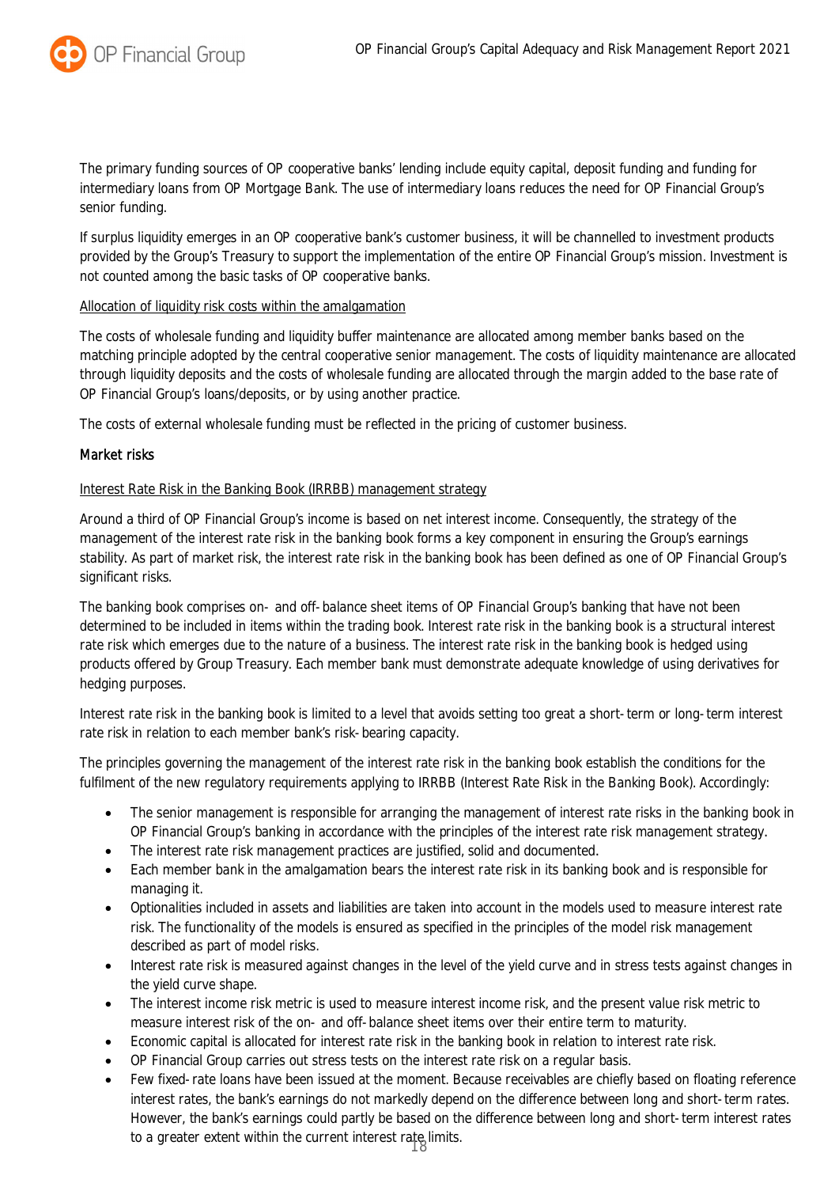The primary funding sources of OP cooperative banks' lending include equity capital, deposit funding and funding for intermediary loans from OP Mortgage Bank. The use of intermediary loans reduces the need for OP Financial Group's senior funding.

If surplus liquidity emerges in an OP cooperative bank's customer business, it will be channelled to investment products provided by the Group's Treasury to support the implementation of the entire OP Financial Group's mission. Investment is not counted among the basic tasks of OP cooperative banks.

Allocation of liquidity risk costs within the amalgamation

The costs of wholesale funding and liquidity buffer maintenance are allocated among member banks based on the matching principle adopted by the central cooperative senior management. The costs of liquidity maintenance are allocated through liquidity deposits and the costs of wholesale funding are allocated through the margin added to the base rate of OP Financial Group's loans/deposits, or by using another practice.

The costs of external wholesale funding must be reflected in the pricing of customer business.

## Market risks

Interest Rate Risk in the Banking Book (IRRBB) management strategy

Around a third of OP Financial Group's income is based on net interest income. Consequently, the strategy of the management of the interest rate risk in the banking book forms a key component in ensuring the Group's earnings stability. As part of market risk, the interest rate risk in the banking book has been defined as one of OP Financial Group's significant risks.

The banking book comprises on- and off-balance sheet items of OP Financial Group's banking that have not been determined to be included in items within the trading book. Interest rate risk in the banking book is a structural interest rate risk which emerges due to the nature of a business. The interest rate risk in the banking book is hedged using products offered by Group Treasury. Each member bank must demonstrate adequate knowledge of using derivatives for hedging purposes.

Interest rate risk in the banking book is limited to a level that avoids setting too great a short-term or long-term interest rate risk in relation to each member bank's risk-bearing capacity.

The principles governing the management of the interest rate risk in the banking book establish the conditions for the fulfilment of the new regulatory requirements applying to IRRBB (Interest Rate Risk in the Banking Book). Accordingly:

- The senior management is responsible for arranging the management of interest rate risks in the banking book in OP Financial Group's banking in accordance with the principles of the interest rate risk management strategy.
- The interest rate risk management practices are justified, solid and documented.
- Each member bank in the amalgamation bears the interest rate risk in its banking book and is responsible for managing it.
- Optionalities included in assets and liabilities are taken into account in the models used to measure interest rate risk. The functionality of the models is ensured as specified in the principles of the model risk management described as part of model risks.
- Interest rate risk is measured against changes in the level of the yield curve and in stress tests against changes in the yield curve shape.
- The interest income risk metric is used to measure interest income risk, and the present value risk metric to measure interest risk of the on- and off-balance sheet items over their entire term to maturity.
- Economic capital is allocated for interest rate risk in the banking book in relation to interest rate risk.
- OP Financial Group carries out stress tests on the interest rate risk on a regular basis.
- Few fixed-rate loans have been issued at the moment. Because receivables are chiefly based on floating reference interest rates, the bank's earnings do not markedly depend on the difference between long and short-term rates. However, the bank's earnings could partly be based on the difference between long and short-term interest rates to a greater extent within the current interest rate limits.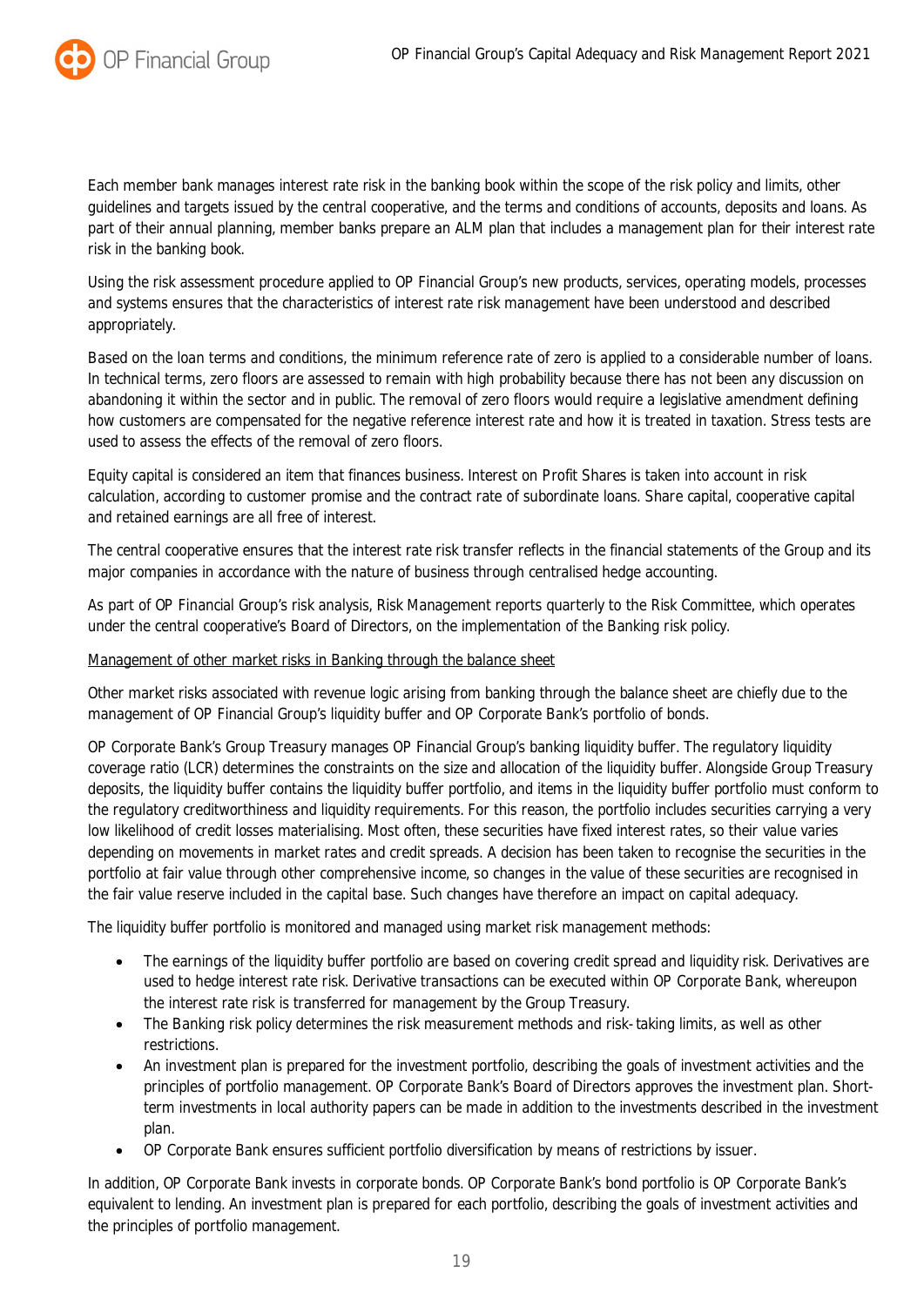Each member bank manages interest rate risk in the banking book within the scope of the risk policy and limits, other guidelines and targets issued by the central cooperative, and the terms and conditions of accounts, deposits and loans. As part of their annual planning, member banks prepare an ALM plan that includes a management plan for their interest rate risk in the banking book.

Using the risk assessment procedure applied to OP Financial Group's new products, services, operating models, processes and systems ensures that the characteristics of interest rate risk management have been understood and described appropriately.

Based on the loan terms and conditions, the minimum reference rate of zero is applied to a considerable number of loans. In technical terms, zero floors are assessed to remain with high probability because there has not been any discussion on abandoning it within the sector and in public. The removal of zero floors would require a legislative amendment defining how customers are compensated for the negative reference interest rate and how it is treated in taxation. Stress tests are used to assess the effects of the removal of zero floors.

Equity capital is considered an item that finances business. Interest on Profit Shares is taken into account in risk calculation, according to customer promise and the contract rate of subordinate loans. Share capital, cooperative capital and retained earnings are all free of interest.

The central cooperative ensures that the interest rate risk transfer reflects in the financial statements of the Group and its major companies in accordance with the nature of business through centralised hedge accounting.

As part of OP Financial Group's risk analysis, Risk Management reports quarterly to the Risk Committee, which operates under the central cooperative's Board of Directors, on the implementation of the Banking risk policy.

Management of other market risks in Banking through the balance sheet

Other market risks associated with revenue logic arising from banking through the balance sheet are chiefly due to the management of OP Financial Group's liquidity buffer and OP Corporate Bank's portfolio of bonds.

OP Corporate Bank's Group Treasury manages OP Financial Group's banking liquidity buffer. The regulatory liquidity coverage ratio (LCR) determines the constraints on the size and allocation of the liquidity buffer. Alongside Group Treasury deposits, the liquidity buffer contains the liquidity buffer portfolio, and items in the liquidity buffer portfolio must conform to the regulatory creditworthiness and liquidity requirements. For this reason, the portfolio includes securities carrying a very low likelihood of credit losses materialising. Most often, these securities have fixed interest rates, so their value varies depending on movements in market rates and credit spreads. A decision has been taken to recognise the securities in the portfolio at fair value through other comprehensive income, so changes in the value of these securities are recognised in the fair value reserve included in the capital base. Such changes have therefore an impact on capital adequacy.

The liquidity buffer portfolio is monitored and managed using market risk management methods:

- The earnings of the liquidity buffer portfolio are based on covering credit spread and liquidity risk. Derivatives are used to hedge interest rate risk. Derivative transactions can be executed within OP Corporate Bank, whereupon the interest rate risk is transferred for management by the Group Treasury.
- The Banking risk policy determines the risk measurement methods and risk-taking limits, as well as other restrictions.
- An investment plan is prepared for the investment portfolio, describing the goals of investment activities and the principles of portfolio management. OP Corporate Bank's Board of Directors approves the investment plan. Short-term investments in local authority papers can be made in addition to the investments described in the investment plan.
- OP Corporate Bank ensures sufficient portfolio diversification by means of restrictions by issuer.

In addition, OP Corporate Bank invests in corporate bonds. OP Corporate Bank's bond portfolio is OP Corporate Bank's equivalent to lending. An investment plan is prepared for each portfolio, describing the goals of investment activities and the principles of portfolio management.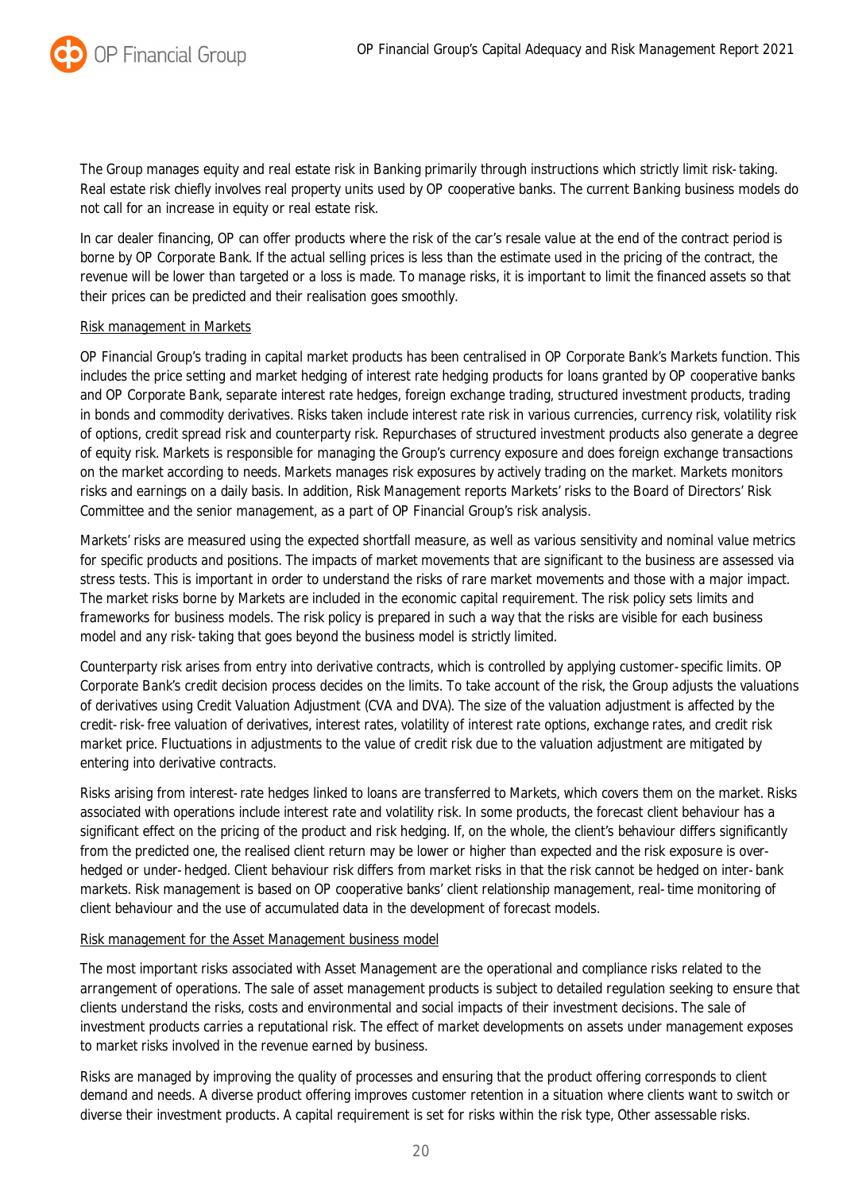The Group manages equity and real estate risk in Banking primarily through instructions which strictly limit risk-taking. Real estate risk chiefly involves real property units used by OP cooperative banks. The current Banking business models do not call for an increase in equity or real estate risk.

In car dealer financing, OP can offer products where the risk of the car's resale value at the end of the contract period is borne by OP Corporate Bank. If the actual selling prices is less than the estimate used in the pricing of the contract, the revenue will be lower than targeted or a loss is made. To manage risks, it is important to limit the financed assets so that their prices can be predicted and their realisation goes smoothly.

Risk management in Markets

OP Financial Group's trading in capital market products has been centralised in OP Corporate Bank's Markets function. This includes the price setting and market hedging of interest rate hedging products for loans granted by OP cooperative banks and OP Corporate Bank, separate interest rate hedges, foreign exchange trading, structured investment products, trading in bonds and commodity derivatives. Risks taken include interest rate risk in various currencies, currency risk, volatility risk of options, credit spread risk and counterparty risk. Repurchases of structured investment products also generate a degree of equity risk. Markets is responsible for managing the Group's currency exposure and does foreign exchange transactions on the market according to needs. Markets manages risk exposures by actively trading on the market. Markets monitors risks and earnings on a daily basis. In addition, Risk Management reports Markets' risks to the Board of Directors' Risk Committee and the senior management, as a part of OP Financial Group's risk analysis.

Markets' risks are measured using the expected shortfall measure, as well as various sensitivity and nominal value metrics for specific products and positions. The impacts of market movements that are significant to the business are assessed via stress tests. This is important in order to understand the risks of rare market movements and those with a major impact. The market risks borne by Markets are included in the economic capital requirement. The risk policy sets limits and frameworks for business models. The risk policy is prepared in such a way that the risks are visible for each business model and any risk-taking that goes beyond the business model is strictly limited.

Counterparty risk arises from entry into derivative contracts, which is controlled by applying customer-specific limits. OP Corporate Bank's credit decision process decides on the limits. To take account of the risk, the Group adjusts the valuations of derivatives using Credit Valuation Adjustment (CVA and DVA). The size of the valuation adjustment is affected by the credit-risk-free valuation of derivatives, interest rates, volatility of interest rate options, exchange rates, and credit risk market price. Fluctuations in adjustments to the value of credit risk due to the valuation adjustment are mitigated by entering into derivative contracts.

Risks arising from interest-rate hedges linked to loans are transferred to Markets, which covers them on the market. Risks associated with operations include interest rate and volatility risk. In some products, the forecast client behaviour has a significant effect on the pricing of the product and risk hedging. If, on the whole, the client's behaviour differs significantly from the predicted one, the realised client return may be lower or higher than expected and the risk exposure is over-hedged or under-hedged. Client behaviour risk differs from market risks in that the risk cannot be hedged on inter-bank markets. Risk management is based on OP cooperative banks' client relationship management, real-time monitoring of client behaviour and the use of accumulated data in the development of forecast models.

Risk management for the Asset Management business model

The most important risks associated with Asset Management are the operational and compliance risks related to the arrangement of operations. The sale of asset management products is subject to detailed regulation seeking to ensure that clients understand the risks, costs and environmental and social impacts of their investment decisions. The sale of investment products carries a reputational risk. The effect of market developments on assets under management exposes to market risks involved in the revenue earned by business.

Risks are managed by improving the quality of processes and ensuring that the product offering corresponds to client demand and needs. A diverse product offering improves customer retention in a situation where clients want to switch or diverse their investment products. A capital requirement is set for risks within the risk type, Other assessable risks.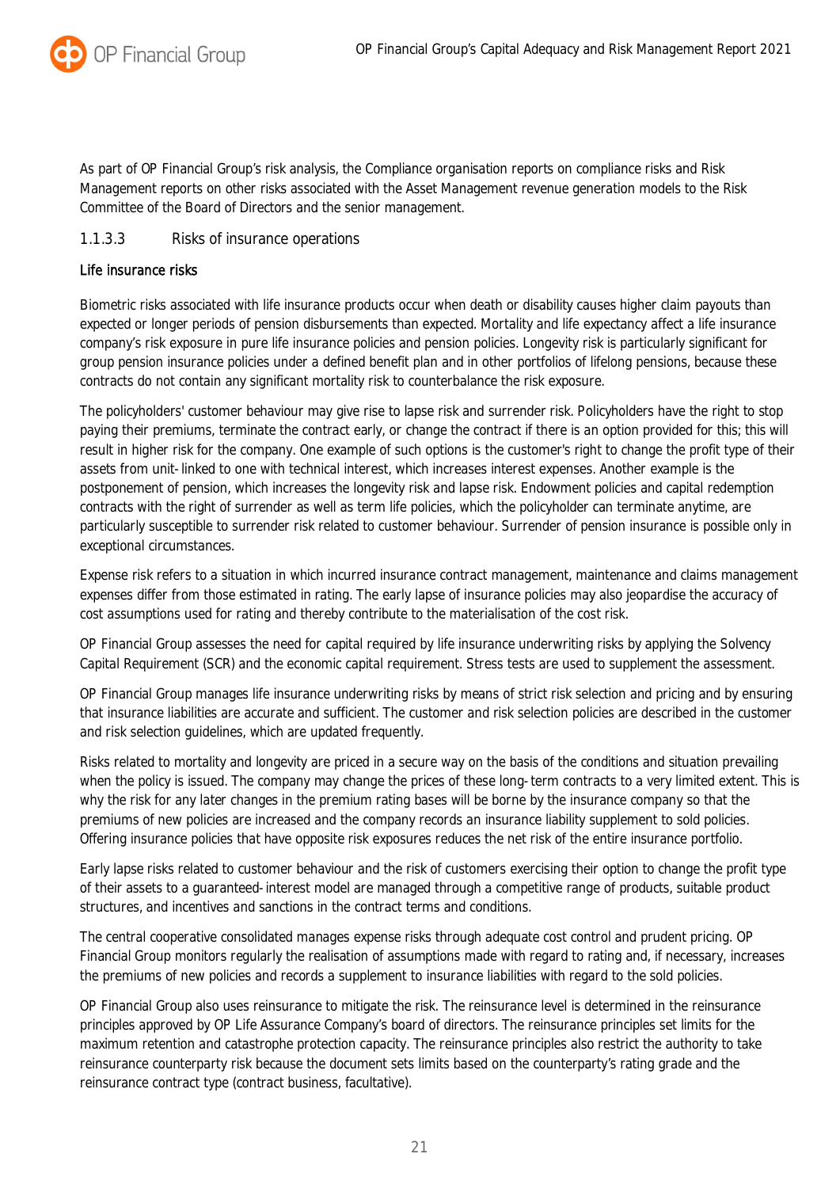As part of OP Financial Group's risk analysis, the Compliance organisation reports on compliance risks and Risk Management reports on other risks associated with the Asset Management revenue generation models to the Risk Committee of the Board of Directors and the senior management.

### 1.1.3.3 Risks of insurance operations

#### Life insurance risks

Biometric risks associated with life insurance products occur when death or disability causes higher claim payouts than expected or longer periods of pension disbursements than expected. Mortality and life expectancy affect a life insurance company's risk exposure in pure life insurance policies and pension policies. Longevity risk is particularly significant for group pension insurance policies under a defined benefit plan and in other portfolios of lifelong pensions, because these contracts do not contain any significant mortality risk to counterbalance the risk exposure.

The policyholders' customer behaviour may give rise to lapse risk and surrender risk. Policyholders have the right to stop paying their premiums, terminate the contract early, or change the contract if there is an option provided for this; this will result in higher risk for the company. One example of such options is the customer's right to change the profit type of their assets from unit-linked to one with technical interest, which increases interest expenses. Another example is the postponement of pension, which increases the longevity risk and lapse risk. Endowment policies and capital redemption contracts with the right of surrender as well as term life policies, which the policyholder can terminate anytime, are particularly susceptible to surrender risk related to customer behaviour. Surrender of pension insurance is possible only in exceptional circumstances.

Expense risk refers to a situation in which incurred insurance contract management, maintenance and claims management expenses differ from those estimated in rating. The early lapse of insurance policies may also jeopardise the accuracy of cost assumptions used for rating and thereby contribute to the materialisation of the cost risk.

OP Financial Group assesses the need for capital required by life insurance underwriting risks by applying the Solvency Capital Requirement (SCR) and the economic capital requirement. Stress tests are used to supplement the assessment.

OP Financial Group manages life insurance underwriting risks by means of strict risk selection and pricing and by ensuring that insurance liabilities are accurate and sufficient. The customer and risk selection policies are described in the customer and risk selection guidelines, which are updated frequently.

Risks related to mortality and longevity are priced in a secure way on the basis of the conditions and situation prevailing when the policy is issued. The company may change the prices of these long-term contracts to a very limited extent. This is why the risk for any later changes in the premium rating bases will be borne by the insurance company so that the premiums of new policies are increased and the company records an insurance liability supplement to sold policies. Offering insurance policies that have opposite risk exposures reduces the net risk of the entire insurance portfolio.

Early lapse risks related to customer behaviour and the risk of customers exercising their option to change the profit type of their assets to a guaranteed-interest model are managed through a competitive range of products, suitable product structures, and incentives and sanctions in the contract terms and conditions.

The central cooperative consolidated manages expense risks through adequate cost control and prudent pricing. OP Financial Group monitors regularly the realisation of assumptions made with regard to rating and, if necessary, increases the premiums of new policies and records a supplement to insurance liabilities with regard to the sold policies.

OP Financial Group also uses reinsurance to mitigate the risk. The reinsurance level is determined in the reinsurance principles approved by OP Life Assurance Company's board of directors. The reinsurance principles set limits for the maximum retention and catastrophe protection capacity. The reinsurance principles also restrict the authority to take reinsurance counterparty risk because the document sets limits based on the counterparty's rating grade and the reinsurance contract type (contract business, facultative).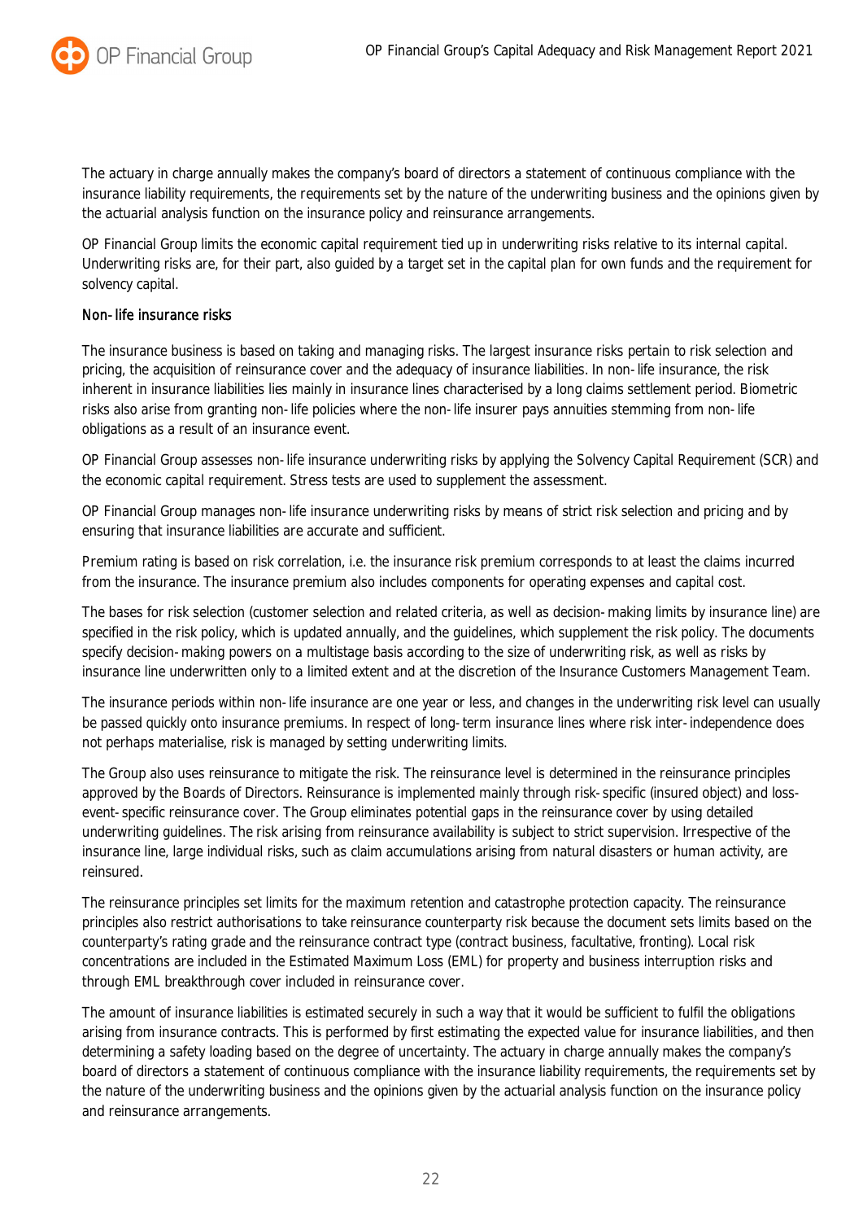The actuary in charge annually makes the company's board of directors a statement of continuous compliance with the insurance liability requirements, the requirements set by the nature of the underwriting business and the opinions given by the actuarial analysis function on the insurance policy and reinsurance arrangements.

OP Financial Group limits the economic capital requirement tied up in underwriting risks relative to its internal capital. Underwriting risks are, for their part, also guided by a target set in the capital plan for own funds and the requirement for solvency capital.

### Non-life insurance risks

The insurance business is based on taking and managing risks. The largest insurance risks pertain to risk selection and pricing, the acquisition of reinsurance cover and the adequacy of insurance liabilities. In non-life insurance, the risk inherent in insurance liabilities lies mainly in insurance lines characterised by a long claims settlement period. Biometric risks also arise from granting non-life policies where the non-life insurer pays annuities stemming from non-life obligations as a result of an insurance event.

OP Financial Group assesses non-life insurance underwriting risks by applying the Solvency Capital Requirement (SCR) and the economic capital requirement. Stress tests are used to supplement the assessment.

OP Financial Group manages non-life insurance underwriting risks by means of strict risk selection and pricing and by ensuring that insurance liabilities are accurate and sufficient.

Premium rating is based on risk correlation, i.e. the insurance risk premium corresponds to at least the claims incurred from the insurance. The insurance premium also includes components for operating expenses and capital cost.

The bases for risk selection (customer selection and related criteria, as well as decision-making limits by insurance line) are specified in the risk policy, which is updated annually, and the guidelines, which supplement the risk policy. The documents specify decision-making powers on a multistage basis according to the size of underwriting risk, as well as risks by insurance line underwritten only to a limited extent and at the discretion of the Insurance Customers Management Team.

The insurance periods within non-life insurance are one year or less, and changes in the underwriting risk level can usually be passed quickly onto insurance premiums. In respect of long-term insurance lines where risk inter-independence does not perhaps materialise, risk is managed by setting underwriting limits.

The Group also uses reinsurance to mitigate the risk. The reinsurance level is determined in the reinsurance principles approved by the Boards of Directors. Reinsurance is implemented mainly through risk-specific (insured object) and loss-event-specific reinsurance cover. The Group eliminates potential gaps in the reinsurance cover by using detailed underwriting guidelines. The risk arising from reinsurance availability is subject to strict supervision. Irrespective of the insurance line, large individual risks, such as claim accumulations arising from natural disasters or human activity, are reinsured.

The reinsurance principles set limits for the maximum retention and catastrophe protection capacity. The reinsurance principles also restrict authorisations to take reinsurance counterparty risk because the document sets limits based on the counterparty's rating grade and the reinsurance contract type (contract business, facultative, fronting). Local risk concentrations are included in the Estimated Maximum Loss (EML) for property and business interruption risks and through EML breakthrough cover included in reinsurance cover.

The amount of insurance liabilities is estimated securely in such a way that it would be sufficient to fulfil the obligations arising from insurance contracts. This is performed by first estimating the expected value for insurance liabilities, and then determining a safety loading based on the degree of uncertainty. The actuary in charge annually makes the company's board of directors a statement of continuous compliance with the insurance liability requirements, the requirements set by the nature of the underwriting business and the opinions given by the actuarial analysis function on the insurance policy and reinsurance arrangements.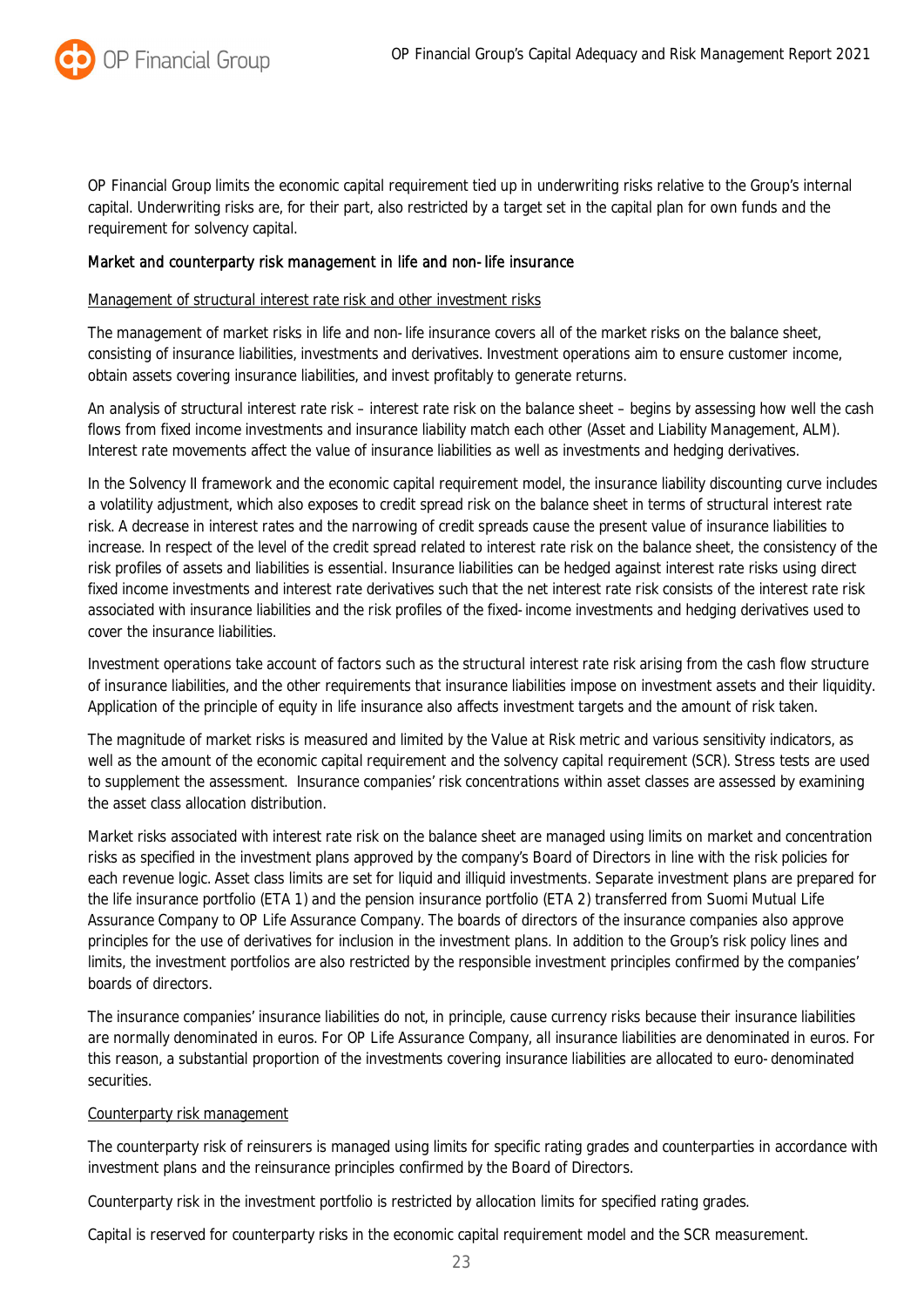OP Financial Group limits the economic capital requirement tied up in underwriting risks relative to the Group's internal capital. Underwriting risks are, for their part, also restricted by a target set in the capital plan for own funds and the requirement for solvency capital.

### Market and counterparty risk management in life and non-life insurance

#### Management of structural interest rate risk and other investment risks

The management of market risks in life and non-life insurance covers all of the market risks on the balance sheet, consisting of insurance liabilities, investments and derivatives. Investment operations aim to ensure customer income, obtain assets covering insurance liabilities, and invest profitably to generate returns.

An analysis of structural interest rate risk – interest rate risk on the balance sheet – begins by assessing how well the cash flows from fixed income investments and insurance liability match each other (Asset and Liability Management, ALM). Interest rate movements affect the value of insurance liabilities as well as investments and hedging derivatives.

In the Solvency II framework and the economic capital requirement model, the insurance liability discounting curve includes a volatility adjustment, which also exposes to credit spread risk on the balance sheet in terms of structural interest rate risk. A decrease in interest rates and the narrowing of credit spreads cause the present value of insurance liabilities to increase. In respect of the level of the credit spread related to interest rate risk on the balance sheet, the consistency of the risk profiles of assets and liabilities is essential. Insurance liabilities can be hedged against interest rate risks using direct fixed income investments and interest rate derivatives such that the net interest rate risk consists of the interest rate risk associated with insurance liabilities and the risk profiles of the fixed-income investments and hedging derivatives used to cover the insurance liabilities.

Investment operations take account of factors such as the structural interest rate risk arising from the cash flow structure of insurance liabilities, and the other requirements that insurance liabilities impose on investment assets and their liquidity. Application of the principle of equity in life insurance also affects investment targets and the amount of risk taken.

The magnitude of market risks is measured and limited by the Value at Risk metric and various sensitivity indicators, as well as the amount of the economic capital requirement and the solvency capital requirement (SCR). Stress tests are used to supplement the assessment. Insurance companies' risk concentrations within asset classes are assessed by examining the asset class allocation distribution.

Market risks associated with interest rate risk on the balance sheet are managed using limits on market and concentration risks as specified in the investment plans approved by the company's Board of Directors in line with the risk policies for each revenue logic. Asset class limits are set for liquid and illiquid investments. Separate investment plans are prepared for the life insurance portfolio (ETA 1) and the pension insurance portfolio (ETA 2) transferred from Suomi Mutual Life Assurance Company to OP Life Assurance Company. The boards of directors of the insurance companies also approve principles for the use of derivatives for inclusion in the investment plans. In addition to the Group's risk policy lines and limits, the investment portfolios are also restricted by the responsible investment principles confirmed by the companies' boards of directors.

The insurance companies' insurance liabilities do not, in principle, cause currency risks because their insurance liabilities are normally denominated in euros. For OP Life Assurance Company, all insurance liabilities are denominated in euros. For this reason, a substantial proportion of the investments covering insurance liabilities are allocated to euro-denominated securities.

#### Counterparty risk management

The counterparty risk of reinsurers is managed using limits for specific rating grades and counterparties in accordance with investment plans and the reinsurance principles confirmed by the Board of Directors.

Counterparty risk in the investment portfolio is restricted by allocation limits for specified rating grades.

Capital is reserved for counterparty risks in the economic capital requirement model and the SCR measurement.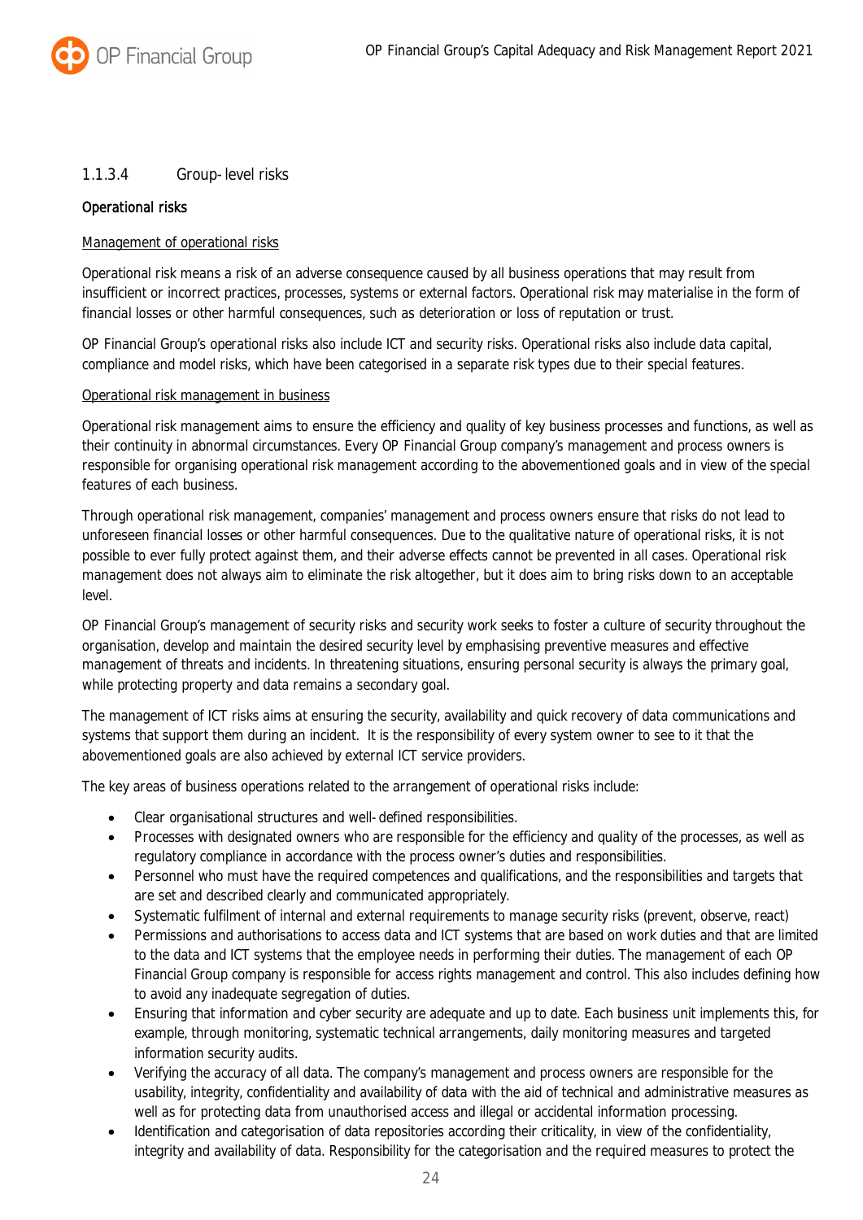### 1.1.3.4 Group-level risks

**Operational risks**

Management of operational risks

Operational risk means a risk of an adverse consequence caused by all business operations that may result from insufficient or incorrect practices, processes, systems or external factors. Operational risk may materialise in the form of financial losses or other harmful consequences, such as deterioration or loss of reputation or trust.

OP Financial Group's operational risks also include ICT and security risks. Operational risks also include data capital, compliance and model risks, which have been categorised in a separate risk types due to their special features.

Operational risk management in business

Operational risk management aims to ensure the efficiency and quality of key business processes and functions, as well as their continuity in abnormal circumstances. Every OP Financial Group company's management and process owners is responsible for organising operational risk management according to the abovementioned goals and in view of the special features of each business.

Through operational risk management, companies' management and process owners ensure that risks do not lead to unforeseen financial losses or other harmful consequences. Due to the qualitative nature of operational risks, it is not possible to ever fully protect against them, and their adverse effects cannot be prevented in all cases. Operational risk management does not always aim to eliminate the risk altogether, but it does aim to bring risks down to an acceptable level.

OP Financial Group's management of security risks and security work seeks to foster a culture of security throughout the organisation, develop and maintain the desired security level by emphasising preventive measures and effective management of threats and incidents. In threatening situations, ensuring personal security is always the primary goal, while protecting property and data remains a secondary goal.

The management of ICT risks aims at ensuring the security, availability and quick recovery of data communications and systems that support them during an incident. It is the responsibility of every system owner to see to it that the abovementioned goals are also achieved by external ICT service providers.

The key areas of business operations related to the arrangement of operational risks include:

- Clear organisational structures and well-defined responsibilities.
- Processes with designated owners who are responsible for the efficiency and quality of the processes, as well as regulatory compliance in accordance with the process owner's duties and responsibilities.
- Personnel who must have the required competences and qualifications, and the responsibilities and targets that are set and described clearly and communicated appropriately.
- Systematic fulfilment of internal and external requirements to manage security risks (prevent, observe, react)
- Permissions and authorisations to access data and ICT systems that are based on work duties and that are limited to the data and ICT systems that the employee needs in performing their duties. The management of each OP Financial Group company is responsible for access rights management and control. This also includes defining how to avoid any inadequate segregation of duties.
- Ensuring that information and cyber security are adequate and up to date. Each business unit implements this, for example, through monitoring, systematic technical arrangements, daily monitoring measures and targeted information security audits.
- Verifying the accuracy of all data. The company's management and process owners are responsible for the usability, integrity, confidentiality and availability of data with the aid of technical and administrative measures as well as for protecting data from unauthorised access and illegal or accidental information processing.
- Identification and categorisation of data repositories according their criticality, in view of the confidentiality, integrity and availability of data. Responsibility for the categorisation and the required measures to protect the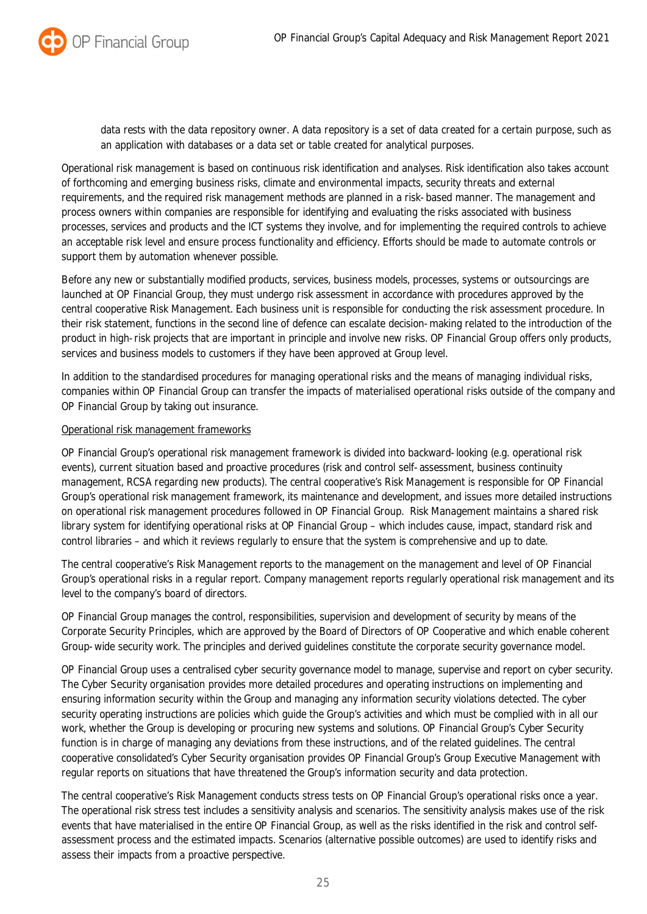data rests with the data repository owner. A data repository is a set of data created for a certain purpose, such as an application with databases or a data set or table created for analytical purposes.

Operational risk management is based on continuous risk identification and analyses. Risk identification also takes account of forthcoming and emerging business risks, climate and environmental impacts, security threats and external requirements, and the required risk management methods are planned in a risk-based manner. The management and process owners within companies are responsible for identifying and evaluating the risks associated with business processes, services and products and the ICT systems they involve, and for implementing the required controls to achieve an acceptable risk level and ensure process functionality and efficiency. Efforts should be made to automate controls or support them by automation whenever possible.

Before any new or substantially modified products, services, business models, processes, systems or outsourcings are launched at OP Financial Group, they must undergo risk assessment in accordance with procedures approved by the central cooperative Risk Management. Each business unit is responsible for conducting the risk assessment procedure. In their risk statement, functions in the second line of defence can escalate decision-making related to the introduction of the product in high-risk projects that are important in principle and involve new risks. OP Financial Group offers only products, services and business models to customers if they have been approved at Group level.

In addition to the standardised procedures for managing operational risks and the means of managing individual risks, companies within OP Financial Group can transfer the impacts of materialised operational risks outside of the company and OP Financial Group by taking out insurance.

<u>Operational risk management frameworks</u>

OP Financial Group's operational risk management framework is divided into backward-looking (e.g. operational risk events), current situation based and proactive procedures (risk and control self-assessment, business continuity management, RCSA regarding new products). The central cooperative's Risk Management is responsible for OP Financial Group's operational risk management framework, its maintenance and development, and issues more detailed instructions on operational risk management procedures followed in OP Financial Group. Risk Management maintains a shared risk library system for identifying operational risks at OP Financial Group – which includes cause, impact, standard risk and control libraries – and which it reviews regularly to ensure that the system is comprehensive and up to date.

The central cooperative's Risk Management reports to the management on the management and level of OP Financial Group's operational risks in a regular report. Company management reports regularly operational risk management and its level to the company's board of directors.

OP Financial Group manages the control, responsibilities, supervision and development of security by means of the Corporate Security Principles, which are approved by the Board of Directors of OP Cooperative and which enable coherent Group-wide security work. The principles and derived guidelines constitute the corporate security governance model.

OP Financial Group uses a centralised cyber security governance model to manage, supervise and report on cyber security. The Cyber Security organisation provides more detailed procedures and operating instructions on implementing and ensuring information security within the Group and managing any information security violations detected. The cyber security operating instructions are policies which guide the Group's activities and which must be complied with in all our work, whether the Group is developing or procuring new systems and solutions. OP Financial Group's Cyber Security function is in charge of managing any deviations from these instructions, and of the related guidelines. The central cooperative consolidated's Cyber Security organisation provides OP Financial Group's Group Executive Management with regular reports on situations that have threatened the Group's information security and data protection.

The central cooperative's Risk Management conducts stress tests on OP Financial Group's operational risks once a year. The operational risk stress test includes a sensitivity analysis and scenarios. The sensitivity analysis makes use of the risk events that have materialised in the entire OP Financial Group, as well as the risks identified in the risk and control self-assessment process and the estimated impacts. Scenarios (alternative possible outcomes) are used to identify risks and assess their impacts from a proactive perspective.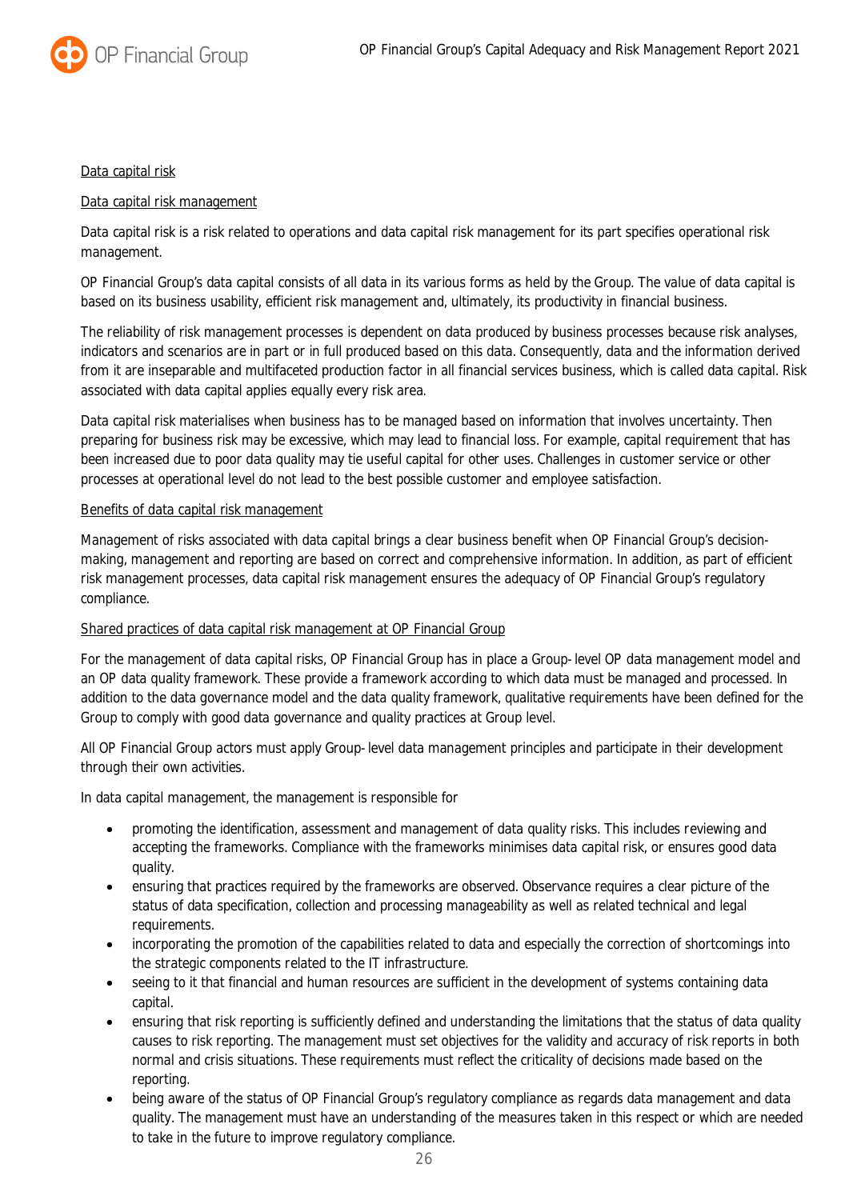Data capital risk

Data capital risk management

Data capital risk is a risk related to operations and data capital risk management for its part specifies operational risk management.

OP Financial Group's data capital consists of all data in its various forms as held by the Group. The value of data capital is based on its business usability, efficient risk management and, ultimately, its productivity in financial business.

The reliability of risk management processes is dependent on data produced by business processes because risk analyses, indicators and scenarios are in part or in full produced based on this data. Consequently, data and the information derived from it are inseparable and multifaceted production factor in all financial services business, which is called data capital. Risk associated with data capital applies equally every risk area.

Data capital risk materialises when business has to be managed based on information that involves uncertainty. Then preparing for business risk may be excessive, which may lead to financial loss. For example, capital requirement that has been increased due to poor data quality may tie useful capital for other uses. Challenges in customer service or other processes at operational level do not lead to the best possible customer and employee satisfaction.

Benefits of data capital risk management

Management of risks associated with data capital brings a clear business benefit when OP Financial Group's decision-making, management and reporting are based on correct and comprehensive information. In addition, as part of efficient risk management processes, data capital risk management ensures the adequacy of OP Financial Group's regulatory compliance.

Shared practices of data capital risk management at OP Financial Group

For the management of data capital risks, OP Financial Group has in place a Group-level OP data management model and an OP data quality framework. These provide a framework according to which data must be managed and processed. In addition to the data governance model and the data quality framework, qualitative requirements have been defined for the Group to comply with good data governance and quality practices at Group level.

All OP Financial Group actors must apply Group-level data management principles and participate in their development through their own activities.

In data capital management, the management is responsible for

- promoting the identification, assessment and management of data quality risks. This includes reviewing and accepting the frameworks. Compliance with the frameworks minimises data capital risk, or ensures good data quality.
- ensuring that practices required by the frameworks are observed. Observance requires a clear picture of the status of data specification, collection and processing manageability as well as related technical and legal requirements.
- incorporating the promotion of the capabilities related to data and especially the correction of shortcomings into the strategic components related to the IT infrastructure.
- seeing to it that financial and human resources are sufficient in the development of systems containing data capital.
- ensuring that risk reporting is sufficiently defined and understanding the limitations that the status of data quality causes to risk reporting. The management must set objectives for the validity and accuracy of risk reports in both normal and crisis situations. These requirements must reflect the criticality of decisions made based on the reporting.
- being aware of the status of OP Financial Group's regulatory compliance as regards data management and data quality. The management must have an understanding of the measures taken in this respect or which are needed to take in the future to improve regulatory compliance.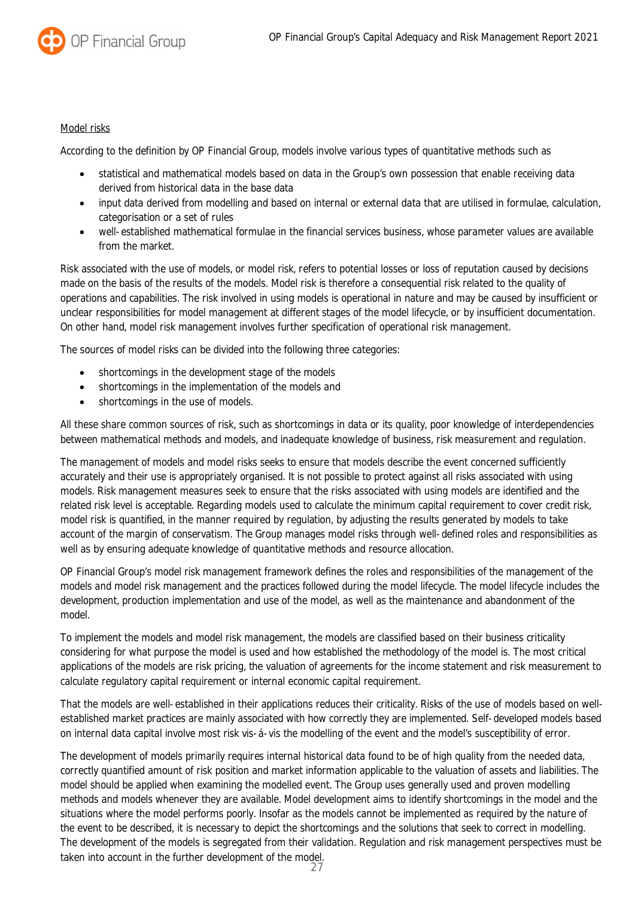Model risks

According to the definition by OP Financial Group, models involve various types of quantitative methods such as

- statistical and mathematical models based on data in the Group's own possession that enable receiving data derived from historical data in the base data
- input data derived from modelling and based on internal or external data that are utilised in formulae, calculation, categorisation or a set of rules
- well-established mathematical formulae in the financial services business, whose parameter values are available from the market.

Risk associated with the use of models, or model risk, refers to potential losses or loss of reputation caused by decisions made on the basis of the results of the models. Model risk is therefore a consequential risk related to the quality of operations and capabilities. The risk involved in using models is operational in nature and may be caused by insufficient or unclear responsibilities for model management at different stages of the model lifecycle, or by insufficient documentation. On other hand, model risk management involves further specification of operational risk management.

The sources of model risks can be divided into the following three categories:

- shortcomings in the development stage of the models
- shortcomings in the implementation of the models and
- shortcomings in the use of models.

All these share common sources of risk, such as shortcomings in data or its quality, poor knowledge of interdependencies between mathematical methods and models, and inadequate knowledge of business, risk measurement and regulation.

The management of models and model risks seeks to ensure that models describe the event concerned sufficiently accurately and their use is appropriately organised. It is not possible to protect against all risks associated with using models. Risk management measures seek to ensure that the risks associated with using models are identified and the related risk level is acceptable. Regarding models used to calculate the minimum capital requirement to cover credit risk, model risk is quantified, in the manner required by regulation, by adjusting the results generated by models to take account of the margin of conservatism. The Group manages model risks through well-defined roles and responsibilities as well as by ensuring adequate knowledge of quantitative methods and resource allocation.

OP Financial Group's model risk management framework defines the roles and responsibilities of the management of the models and model risk management and the practices followed during the model lifecycle. The model lifecycle includes the development, production implementation and use of the model, as well as the maintenance and abandonment of the model.

To implement the models and model risk management, the models are classified based on their business criticality considering for what purpose the model is used and how established the methodology of the model is. The most critical applications of the models are risk pricing, the valuation of agreements for the income statement and risk measurement to calculate regulatory capital requirement or internal economic capital requirement.

That the models are well-established in their applications reduces their criticality. Risks of the use of models based on well-established market practices are mainly associated with how correctly they are implemented. Self-developed models based on internal data capital involve most risk vis-á-vis the modelling of the event and the model's susceptibility of error.

The development of models primarily requires internal historical data found to be of high quality from the needed data, correctly quantified amount of risk position and market information applicable to the valuation of assets and liabilities. The model should be applied when examining the modelled event. The Group uses generally used and proven modelling methods and models whenever they are available. Model development aims to identify shortcomings in the model and the situations where the model performs poorly. Insofar as the models cannot be implemented as required by the nature of the event to be described, it is necessary to depict the shortcomings and the solutions that seek to correct in modelling. The development of the models is segregated from their validation. Regulation and risk management perspectives must be taken into account in the further development of the model.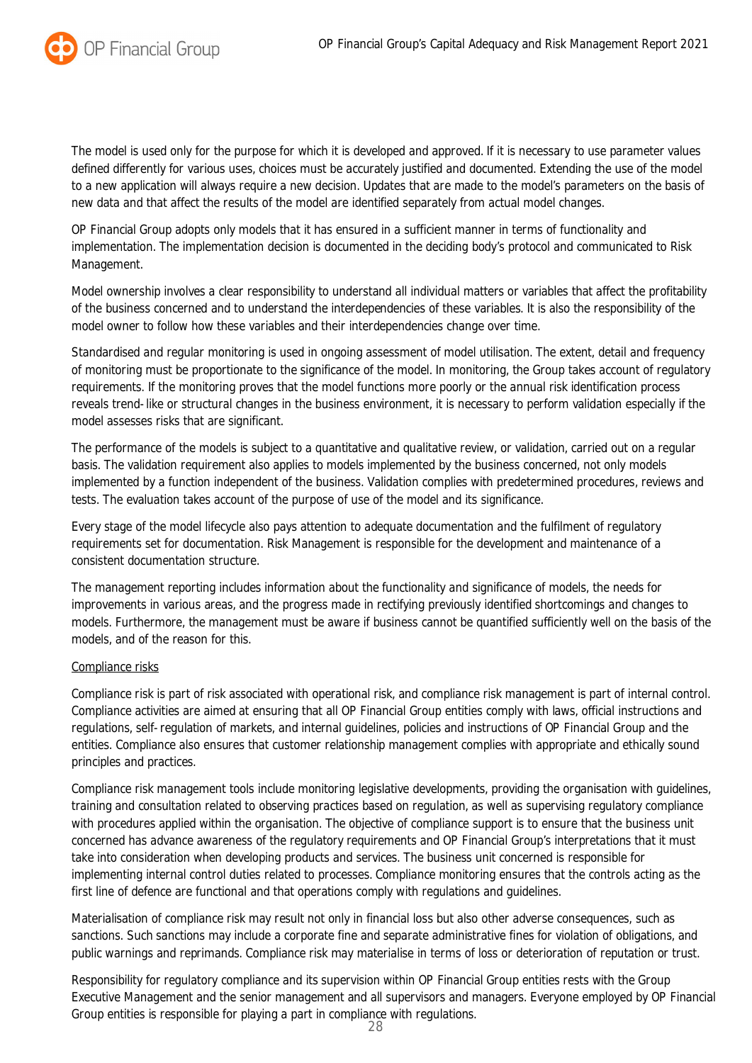The model is used only for the purpose for which it is developed and approved. If it is necessary to use parameter values defined differently for various uses, choices must be accurately justified and documented. Extending the use of the model to a new application will always require a new decision. Updates that are made to the model's parameters on the basis of new data and that affect the results of the model are identified separately from actual model changes.

OP Financial Group adopts only models that it has ensured in a sufficient manner in terms of functionality and implementation. The implementation decision is documented in the deciding body's protocol and communicated to Risk Management.

Model ownership involves a clear responsibility to understand all individual matters or variables that affect the profitability of the business concerned and to understand the interdependencies of these variables. It is also the responsibility of the model owner to follow how these variables and their interdependencies change over time.

Standardised and regular monitoring is used in ongoing assessment of model utilisation. The extent, detail and frequency of monitoring must be proportionate to the significance of the model. In monitoring, the Group takes account of regulatory requirements. If the monitoring proves that the model functions more poorly or the annual risk identification process reveals trend-like or structural changes in the business environment, it is necessary to perform validation especially if the model assesses risks that are significant.

The performance of the models is subject to a quantitative and qualitative review, or validation, carried out on a regular basis. The validation requirement also applies to models implemented by the business concerned, not only models implemented by a function independent of the business. Validation complies with predetermined procedures, reviews and tests. The evaluation takes account of the purpose of use of the model and its significance.

Every stage of the model lifecycle also pays attention to adequate documentation and the fulfilment of regulatory requirements set for documentation. Risk Management is responsible for the development and maintenance of a consistent documentation structure.

The management reporting includes information about the functionality and significance of models, the needs for improvements in various areas, and the progress made in rectifying previously identified shortcomings and changes to models. Furthermore, the management must be aware if business cannot be quantified sufficiently well on the basis of the models, and of the reason for this.

Compliance risks

Compliance risk is part of risk associated with operational risk, and compliance risk management is part of internal control. Compliance activities are aimed at ensuring that all OP Financial Group entities comply with laws, official instructions and regulations, self-regulation of markets, and internal guidelines, policies and instructions of OP Financial Group and the entities. Compliance also ensures that customer relationship management complies with appropriate and ethically sound principles and practices.

Compliance risk management tools include monitoring legislative developments, providing the organisation with guidelines, training and consultation related to observing practices based on regulation, as well as supervising regulatory compliance with procedures applied within the organisation. The objective of compliance support is to ensure that the business unit concerned has advance awareness of the regulatory requirements and OP Financial Group's interpretations that it must take into consideration when developing products and services. The business unit concerned is responsible for implementing internal control duties related to processes. Compliance monitoring ensures that the controls acting as the first line of defence are functional and that operations comply with regulations and guidelines.

Materialisation of compliance risk may result not only in financial loss but also other adverse consequences, such as sanctions. Such sanctions may include a corporate fine and separate administrative fines for violation of obligations, and public warnings and reprimands. Compliance risk may materialise in terms of loss or deterioration of reputation or trust.

Responsibility for regulatory compliance and its supervision within OP Financial Group entities rests with the Group Executive Management and the senior management and all supervisors and managers. Everyone employed by OP Financial Group entities is responsible for playing a part in compliance with regulations.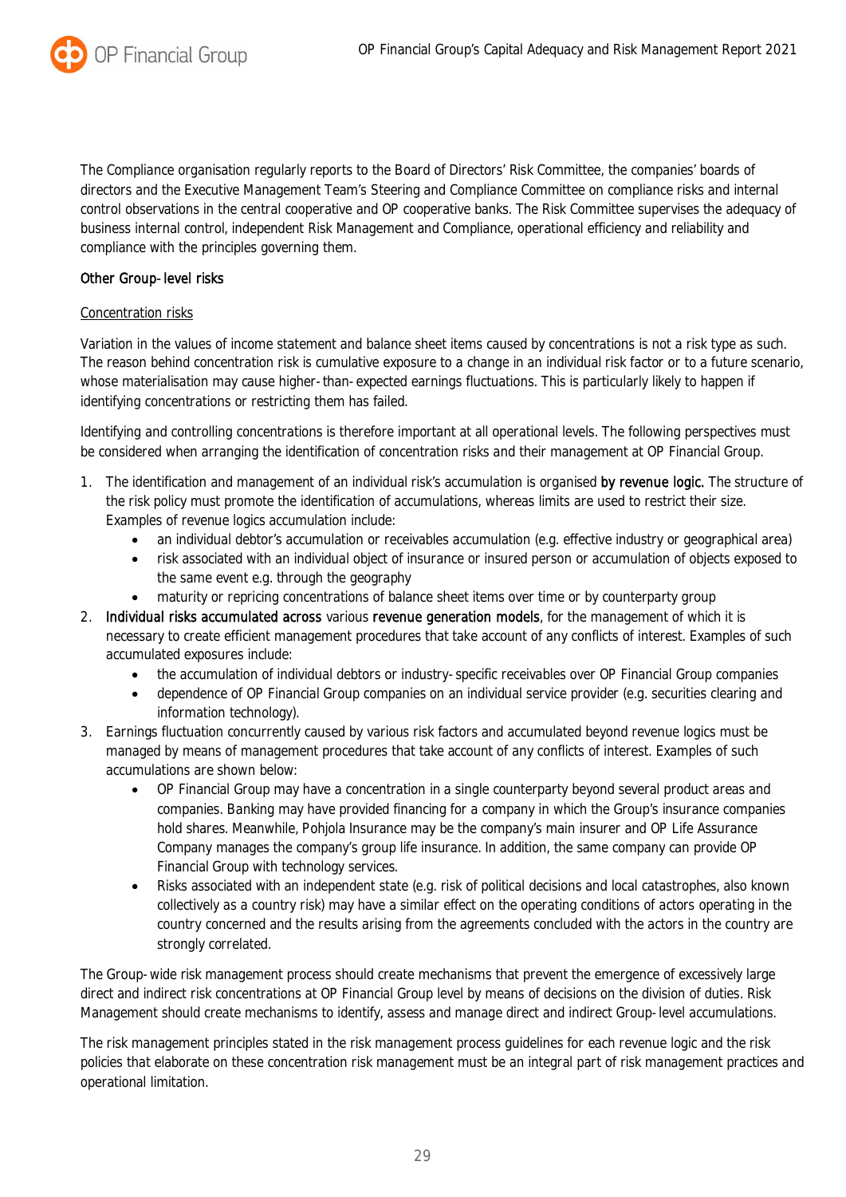The Compliance organisation regularly reports to the Board of Directors' Risk Committee, the companies' boards of directors and the Executive Management Team's Steering and Compliance Committee on compliance risks and internal control observations in the central cooperative and OP cooperative banks. The Risk Committee supervises the adequacy of business internal control, independent Risk Management and Compliance, operational efficiency and reliability and compliance with the principles governing them.

### Other Group-level risks

#### Concentration risks

Variation in the values of income statement and balance sheet items caused by concentrations is not a risk type as such. The reason behind concentration risk is cumulative exposure to a change in an individual risk factor or to a future scenario, whose materialisation may cause higher-than-expected earnings fluctuations. This is particularly likely to happen if identifying concentrations or restricting them has failed.

Identifying and controlling concentrations is therefore important at all operational levels. The following perspectives must be considered when arranging the identification of concentration risks and their management at OP Financial Group.

1. The identification and management of an individual risk's accumulation is organised **by revenue logic.** The structure of the risk policy must promote the identification of accumulations, whereas limits are used to restrict their size. Examples of revenue logics accumulation include:
   - an individual debtor's accumulation or receivables accumulation (e.g. effective industry or geographical area)
   - risk associated with an individual object of insurance or insured person or accumulation of objects exposed to the same event e.g. through the geography
   - maturity or repricing concentrations of balance sheet items over time or by counterparty group
2. **Individual risks accumulated across** various **revenue generation models**, for the management of which it is necessary to create efficient management procedures that take account of any conflicts of interest. Examples of such accumulated exposures include:
   - the accumulation of individual debtors or industry-specific receivables over OP Financial Group companies
   - dependence of OP Financial Group companies on an individual service provider (e.g. securities clearing and information technology).
3. Earnings fluctuation concurrently caused by various risk factors and accumulated beyond revenue logics must be managed by means of management procedures that take account of any conflicts of interest. Examples of such accumulations are shown below:
   - OP Financial Group may have a concentration in a single counterparty beyond several product areas and companies. Banking may have provided financing for a company in which the Group's insurance companies hold shares. Meanwhile, Pohjola Insurance may be the company's main insurer and OP Life Assurance Company manages the company's group life insurance. In addition, the same company can provide OP Financial Group with technology services.
   - Risks associated with an independent state (e.g. risk of political decisions and local catastrophes, also known collectively as a country risk) may have a similar effect on the operating conditions of actors operating in the country concerned and the results arising from the agreements concluded with the actors in the country are strongly correlated.

The Group-wide risk management process should create mechanisms that prevent the emergence of excessively large direct and indirect risk concentrations at OP Financial Group level by means of decisions on the division of duties. Risk Management should create mechanisms to identify, assess and manage direct and indirect Group-level accumulations.

The risk management principles stated in the risk management process guidelines for each revenue logic and the risk policies that elaborate on these concentration risk management must be an integral part of risk management practices and operational limitation.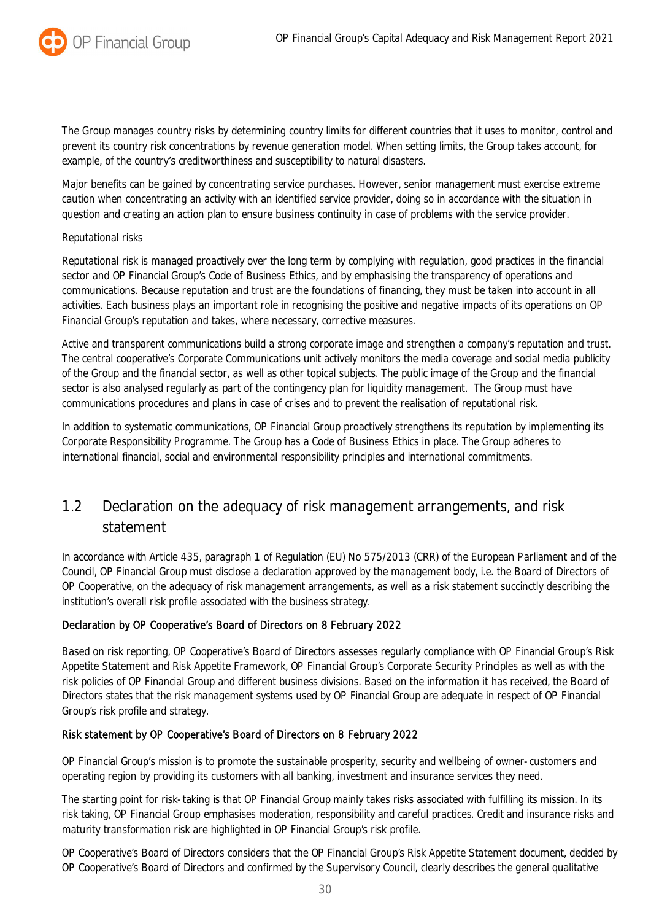The Group manages country risks by determining country limits for different countries that it uses to monitor, control and prevent its country risk concentrations by revenue generation model. When setting limits, the Group takes account, for example, of the country's creditworthiness and susceptibility to natural disasters.

Major benefits can be gained by concentrating service purchases. However, senior management must exercise extreme caution when concentrating an activity with an identified service provider, doing so in accordance with the situation in question and creating an action plan to ensure business continuity in case of problems with the service provider.

Reputational risks

Reputational risk is managed proactively over the long term by complying with regulation, good practices in the financial sector and OP Financial Group's Code of Business Ethics, and by emphasising the transparency of operations and communications. Because reputation and trust are the foundations of financing, they must be taken into account in all activities. Each business plays an important role in recognising the positive and negative impacts of its operations on OP Financial Group's reputation and takes, where necessary, corrective measures.

Active and transparent communications build a strong corporate image and strengthen a company's reputation and trust. The central cooperative's Corporate Communications unit actively monitors the media coverage and social media publicity of the Group and the financial sector, as well as other topical subjects. The public image of the Group and the financial sector is also analysed regularly as part of the contingency plan for liquidity management. The Group must have communications procedures and plans in case of crises and to prevent the realisation of reputational risk.

In addition to systematic communications, OP Financial Group proactively strengthens its reputation by implementing its Corporate Responsibility Programme. The Group has a Code of Business Ethics in place. The Group adheres to international financial, social and environmental responsibility principles and international commitments.

## 1.2 Declaration on the adequacy of risk management arrangements, and risk statement

In accordance with Article 435, paragraph 1 of Regulation (EU) No 575/2013 (CRR) of the European Parliament and of the Council, OP Financial Group must disclose a declaration approved by the management body, i.e. the Board of Directors of OP Cooperative, on the adequacy of risk management arrangements, as well as a risk statement succinctly describing the institution's overall risk profile associated with the business strategy.

### Declaration by OP Cooperative's Board of Directors on 8 February 2022

Based on risk reporting, OP Cooperative's Board of Directors assesses regularly compliance with OP Financial Group's Risk Appetite Statement and Risk Appetite Framework, OP Financial Group's Corporate Security Principles as well as with the risk policies of OP Financial Group and different business divisions. Based on the information it has received, the Board of Directors states that the risk management systems used by OP Financial Group are adequate in respect of OP Financial Group's risk profile and strategy.

### Risk statement by OP Cooperative's Board of Directors on 8 February 2022

OP Financial Group's mission is to promote the sustainable prosperity, security and wellbeing of owner-customers and operating region by providing its customers with all banking, investment and insurance services they need.

The starting point for risk-taking is that OP Financial Group mainly takes risks associated with fulfilling its mission. In its risk taking, OP Financial Group emphasises moderation, responsibility and careful practices. Credit and insurance risks and maturity transformation risk are highlighted in OP Financial Group's risk profile.

OP Cooperative's Board of Directors considers that the OP Financial Group's Risk Appetite Statement document, decided by OP Cooperative's Board of Directors and confirmed by the Supervisory Council, clearly describes the general qualitative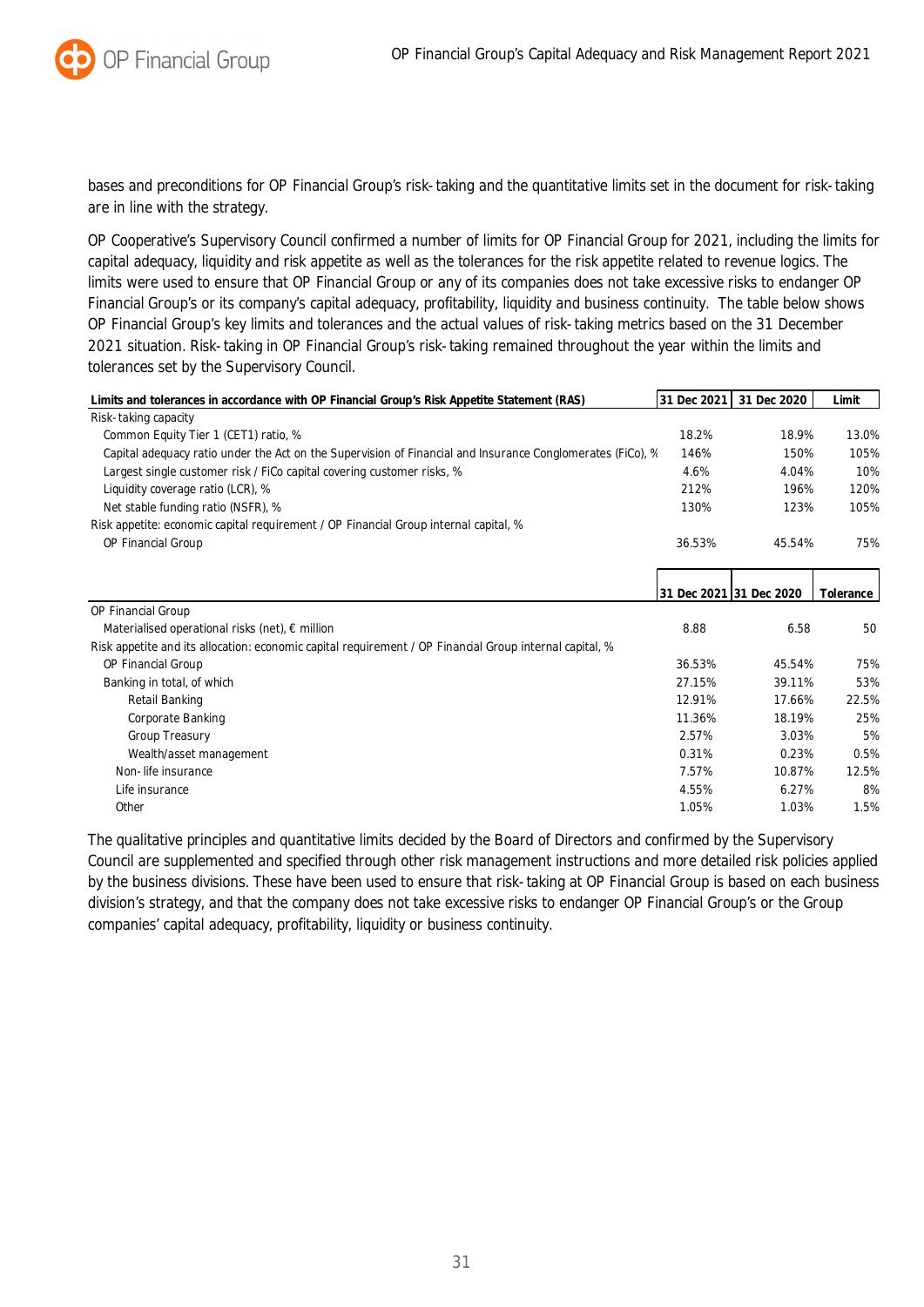bases and preconditions for OP Financial Group's risk-taking and the quantitative limits set in the document for risk-taking are in line with the strategy.

OP Cooperative's Supervisory Council confirmed a number of limits for OP Financial Group for 2021, including the limits for capital adequacy, liquidity and risk appetite as well as the tolerances for the risk appetite related to revenue logics. The limits were used to ensure that OP Financial Group or any of its companies does not take excessive risks to endanger OP Financial Group's or its company's capital adequacy, profitability, liquidity and business continuity. The table below shows OP Financial Group's key limits and tolerances and the actual values of risk-taking metrics based on the 31 December 2021 situation. Risk-taking in OP Financial Group's risk-taking remained throughout the year within the limits and tolerances set by the Supervisory Council.

| **Limits and tolerances in accordance with OP Financial Group's Risk Appetite Statement (RAS)** | **31 Dec 2021** | **31 Dec 2020** | **Limit** |
|---|---|---|---|
| Risk-taking capacity | | | |
| Common Equity Tier 1 (CET1) ratio, % | 18.2% | 18.9% | 13.0% |
| Capital adequacy ratio under the Act on the Supervision of Financial and Insurance Conglomerates (FiCo), % | 146% | 150% | 105% |
| Largest single customer risk / FiCo capital covering customer risks, % | 4.6% | 4.04% | 10% |
| Liquidity coverage ratio (LCR), % | 212% | 196% | 120% |
| Net stable funding ratio (NSFR), % | 130% | 123% | 105% |
| Risk appetite: economic capital requirement / OP Financial Group internal capital, % | | | |
| OP Financial Group | 36.53% | 45.54% | 75% |

| | **31 Dec 2021** | **31 Dec 2020** | **Tolerance** |
|---|---|---|---|
| OP Financial Group | | | |
| Materialised operational risks (net), € million | 8.88 | 6.58 | 50 |
| Risk appetite and its allocation: economic capital requirement / OP Financial Group internal capital, % | | | |
| OP Financial Group | 36.53% | 45.54% | 75% |
| Banking in total, of which | 27.15% | 39.11% | 53% |
| Retail Banking | 12.91% | 17.66% | 22.5% |
| Corporate Banking | 11.36% | 18.19% | 25% |
| Group Treasury | 2.57% | 3.03% | 5% |
| Wealth/asset management | 0.31% | 0.23% | 0.5% |
| Non-life insurance | 7.57% | 10.87% | 12.5% |
| Life insurance | 4.55% | 6.27% | 8% |
| Other | 1.05% | 1.03% | 1.5% |

The qualitative principles and quantitative limits decided by the Board of Directors and confirmed by the Supervisory Council are supplemented and specified through other risk management instructions and more detailed risk policies applied by the business divisions. These have been used to ensure that risk-taking at OP Financial Group is based on each business division's strategy, and that the company does not take excessive risks to endanger OP Financial Group's or the Group companies' capital adequacy, profitability, liquidity or business continuity.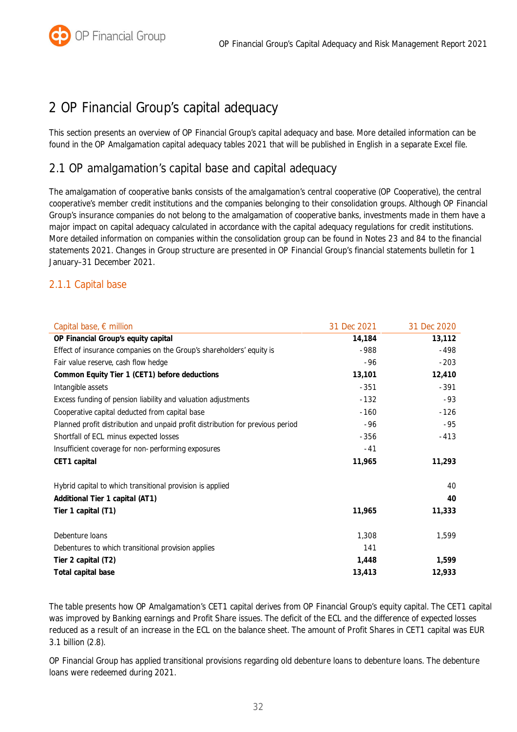# 2 OP Financial Group's capital adequacy

This section presents an overview of OP Financial Group's capital adequacy and base. More detailed information can be found in the OP Amalgamation capital adequacy tables 2021 that will be published in English in a separate Excel file.

## 2.1 OP amalgamation's capital base and capital adequacy

The amalgamation of cooperative banks consists of the amalgamation's central cooperative (OP Cooperative), the central cooperative's member credit institutions and the companies belonging to their consolidation groups. Although OP Financial Group's insurance companies do not belong to the amalgamation of cooperative banks, investments made in them have a major impact on capital adequacy calculated in accordance with the capital adequacy regulations for credit institutions. More detailed information on companies within the consolidation group can be found in Notes 23 and 84 to the financial statements 2021. Changes in Group structure are presented in OP Financial Group's financial statements bulletin for 1 January–31 December 2021.

### 2.1.1 Capital base

| Capital base, € million | 31 Dec 2021 | 31 Dec 2020 |
|---|---|---|
| **OP Financial Group's equity capital** | **14,184** | **13,112** |
| Effect of insurance companies on the Group's shareholders' equity is | -988 | -498 |
| Fair value reserve, cash flow hedge | -96 | -203 |
| **Common Equity Tier 1 (CET1) before deductions** | **13,101** | **12,410** |
| Intangible assets | -351 | -391 |
| Excess funding of pension liability and valuation adjustments | -132 | -93 |
| Cooperative capital deducted from capital base | -160 | -126 |
| Planned profit distribution and unpaid profit distribution for previous period | -96 | -95 |
| Shortfall of ECL minus expected losses | -356 | -413 |
| Insufficient coverage for non-performing exposures | -41 | |
| **CET1 capital** | **11,965** | **11,293** |
| | | |
| Hybrid capital to which transitional provision is applied | | 40 |
| **Additional Tier 1 capital (AT1)** | | **40** |
| **Tier 1 capital (T1)** | **11,965** | **11,333** |
| | | |
| Debenture loans | 1,308 | 1,599 |
| Debentures to which transitional provision applies | 141 | |
| **Tier 2 capital (T2)** | **1,448** | **1,599** |
| **Total capital base** | **13,413** | **12,933** |

The table presents how OP Amalgamation's CET1 capital derives from OP Financial Group's equity capital. The CET1 capital was improved by Banking earnings and Profit Share issues. The deficit of the ECL and the difference of expected losses reduced as a result of an increase in the ECL on the balance sheet. The amount of Profit Shares in CET1 capital was EUR 3.1 billion (2.8).

OP Financial Group has applied transitional provisions regarding old debenture loans to debenture loans. The debenture loans were redeemed during 2021.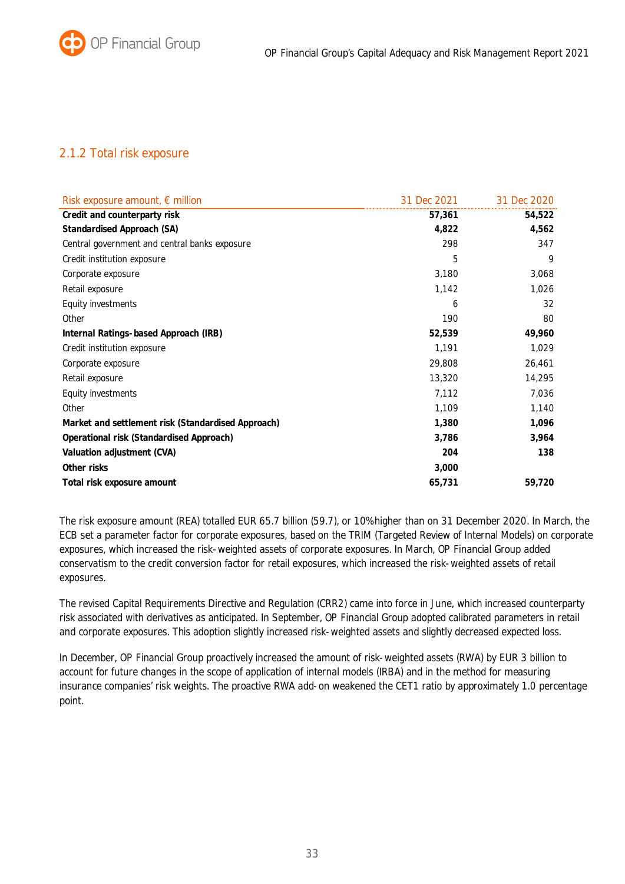## 2.1.2 Total risk exposure

| Risk exposure amount, € million | 31 Dec 2021 | 31 Dec 2020 |
|---|---|---|
| **Credit and counterparty risk** | **57,361** | **54,522** |
| **Standardised Approach (SA)** | **4,822** | **4,562** |
| Central government and central banks exposure | 298 | 347 |
| Credit institution exposure | 5 | 9 |
| Corporate exposure | 3,180 | 3,068 |
| Retail exposure | 1,142 | 1,026 |
| Equity investments | 6 | 32 |
| Other | 190 | 80 |
| **Internal Ratings-based Approach (IRB)** | **52,539** | **49,960** |
| Credit institution exposure | 1,191 | 1,029 |
| Corporate exposure | 29,808 | 26,461 |
| Retail exposure | 13,320 | 14,295 |
| Equity investments | 7,112 | 7,036 |
| Other | 1,109 | 1,140 |
| **Market and settlement risk (Standardised Approach)** | **1,380** | **1,096** |
| **Operational risk (Standardised Approach)** | **3,786** | **3,964** |
| **Valuation adjustment (CVA)** | **204** | **138** |
| **Other risks** | **3,000** | |
| **Total risk exposure amount** | **65,731** | **59,720** |

The risk exposure amount (REA) totalled EUR 65.7 billion (59.7), or 10% higher than on 31 December 2020. In March, the ECB set a parameter factor for corporate exposures, based on the TRIM (Targeted Review of Internal Models) on corporate exposures, which increased the risk-weighted assets of corporate exposures. In March, OP Financial Group added conservatism to the credit conversion factor for retail exposures, which increased the risk-weighted assets of retail exposures.

The revised Capital Requirements Directive and Regulation (CRR2) came into force in June, which increased counterparty risk associated with derivatives as anticipated. In September, OP Financial Group adopted calibrated parameters in retail and corporate exposures. This adoption slightly increased risk-weighted assets and slightly decreased expected loss.

In December, OP Financial Group proactively increased the amount of risk-weighted assets (RWA) by EUR 3 billion to account for future changes in the scope of application of internal models (IRBA) and in the method for measuring insurance companies' risk weights. The proactive RWA add-on weakened the CET1 ratio by approximately 1.0 percentage point.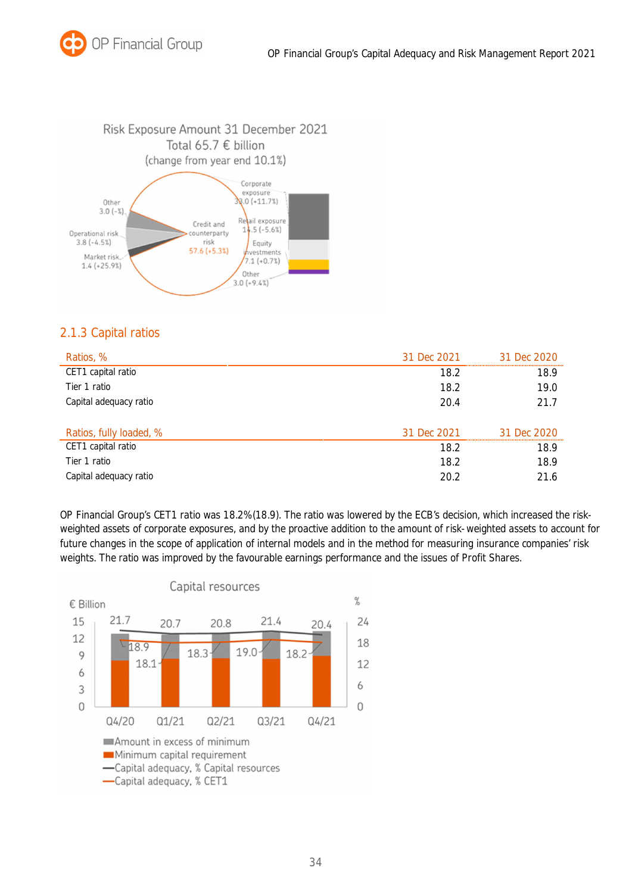Risk Exposure Amount 31 December 2021
Total 65.7 € billion
(change from year end 10.1%)

Corporate exposure 33.0 (+11.7%)
Retail exposure 14.5 (-5.6%)
Equity investments 7.1 (+0.7%)
Other 3.0 (+9.4%)
Credit and counterparty risk 57.6 (+5.3%)
Other 3.0 (-%)
Operational risk 3.8 (-4.5%)
Market risk 1.4 (+25.9%)

### 2.1.3 Capital ratios

| Ratios, % | 31 Dec 2021 | 31 Dec 2020 |
|---|---|---|
| CET1 capital ratio | 18.2 | 18.9 |
| Tier 1 ratio | 18.2 | 19.0 |
| Capital adequacy ratio | 20.4 | 21.7 |

| Ratios, fully loaded, % | 31 Dec 2021 | 31 Dec 2020 |
|---|---|---|
| CET1 capital ratio | 18.2 | 18.9 |
| Tier 1 ratio | 18.2 | 18.9 |
| Capital adequacy ratio | 20.2 | 21.6 |

OP Financial Group's CET1 ratio was 18.2%(18.9). The ratio was lowered by the ECB's decision, which increased the risk-weighted assets of corporate exposures, and by the proactive addition to the amount of risk- weighted assets to account for future changes in the scope of application of internal models and in the method for measuring insurance companies' risk weights. The ratio was improved by the favourable earnings performance and the issues of Profit Shares.

Capital resources

| | Q4/20 | Q1/21 | Q2/21 | Q3/21 | Q4/21 |
|---|---|---|---|---|---|
| Capital adequacy, % Capital resources | 21.7 | 20.7 | 20.8 | 21.4 | 20.4 |
| Capital adequacy, % CET1 | 18.9 | 18.1 | 18.3 | 19.0 | 18.2 |

- Amount in excess of minimum
- Minimum capital requirement
- Capital adequacy, % Capital resources
- Capital adequacy, % CET1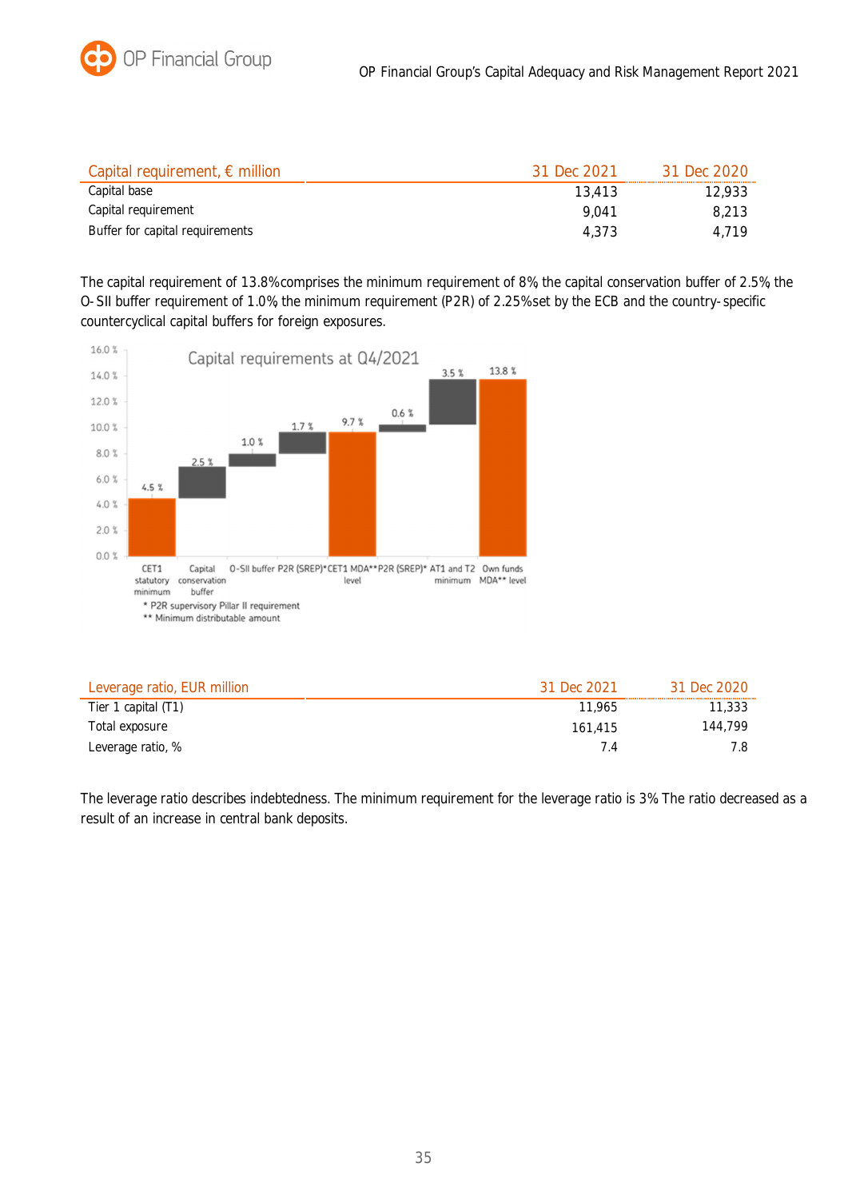| Capital requirement, € million | 31 Dec 2021 | 31 Dec 2020 |
|---|---|---|
| Capital base | 13,413 | 12,933 |
| Capital requirement | 9,041 | 8,213 |
| Buffer for capital requirements | 4,373 | 4,719 |

The capital requirement of 13.8%comprises the minimum requirement of 8% the capital conservation buffer of 2.5% the O-SII buffer requirement of 1.0% the minimum requirement (P2R) of 2.25%set by the ECB and the country-specific countercyclical capital buffers for foreign exposures.

| Leverage ratio, EUR million | 31 Dec 2021 | 31 Dec 2020 |
|---|---|---|
| Tier 1 capital (T1) | 11,965 | 11,333 |
| Total exposure | 161,415 | 144,799 |
| Leverage ratio, % | 7.4 | 7.8 |

The leverage ratio describes indebtedness. The minimum requirement for the leverage ratio is 3% The ratio decreased as a result of an increase in central bank deposits.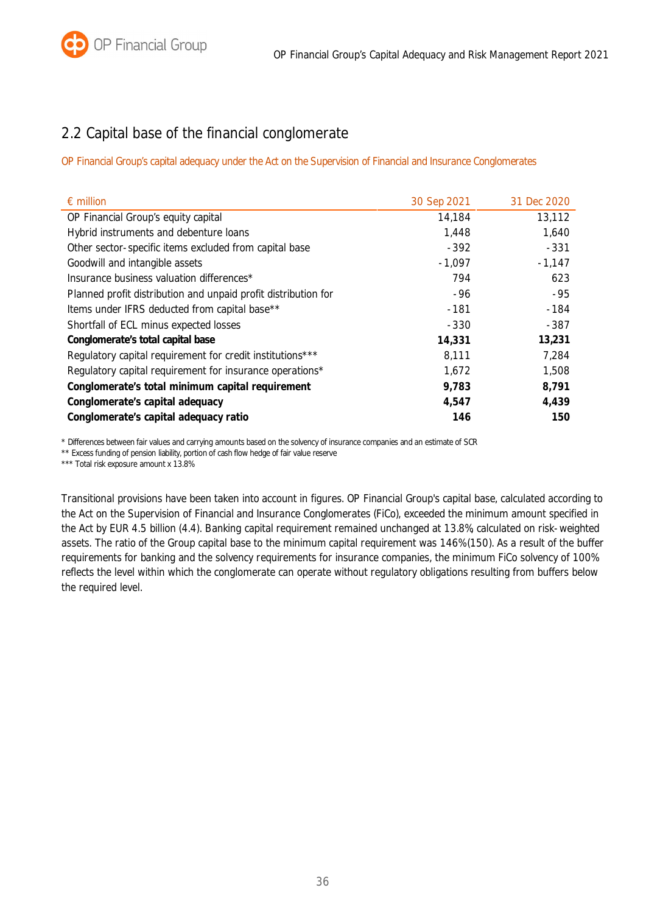## 2.2 Capital base of the financial conglomerate

OP Financial Group's capital adequacy under the Act on the Supervision of Financial and Insurance Conglomerates

| € million | 30 Sep 2021 | 31 Dec 2020 |
|---|---|---|
| OP Financial Group's equity capital | 14,184 | 13,112 |
| Hybrid instruments and debenture loans | 1,448 | 1,640 |
| Other sector-specific items excluded from capital base | -392 | -331 |
| Goodwill and intangible assets | -1,097 | -1,147 |
| Insurance business valuation differences* | 794 | 623 |
| Planned profit distribution and unpaid profit distribution for | -96 | -95 |
| Items under IFRS deducted from capital base** | -181 | -184 |
| Shortfall of ECL minus expected losses | -330 | -387 |
| **Conglomerate's total capital base** | **14,331** | **13,231** |
| Regulatory capital requirement for credit institutions*** | 8,111 | 7,284 |
| Regulatory capital requirement for insurance operations* | 1,672 | 1,508 |
| **Conglomerate's total minimum capital requirement** | **9,783** | **8,791** |
| **Conglomerate's capital adequacy** | **4,547** | **4,439** |
| **Conglomerate's capital adequacy ratio** | **146** | **150** |

\* Differences between fair values and carrying amounts based on the solvency of insurance companies and an estimate of SCR

** Excess funding of pension liability, portion of cash flow hedge of fair value reserve

*** Total risk exposure amount x 13.8%

Transitional provisions have been taken into account in figures. OP Financial Group's capital base, calculated according to the Act on the Supervision of Financial and Insurance Conglomerates (FiCo), exceeded the minimum amount specified in the Act by EUR 4.5 billion (4.4). Banking capital requirement remained unchanged at 13.8%, calculated on risk-weighted assets. The ratio of the Group capital base to the minimum capital requirement was 146% (150). As a result of the buffer requirements for banking and the solvency requirements for insurance companies, the minimum FiCo solvency of 100% reflects the level within which the conglomerate can operate without regulatory obligations resulting from buffers below the required level.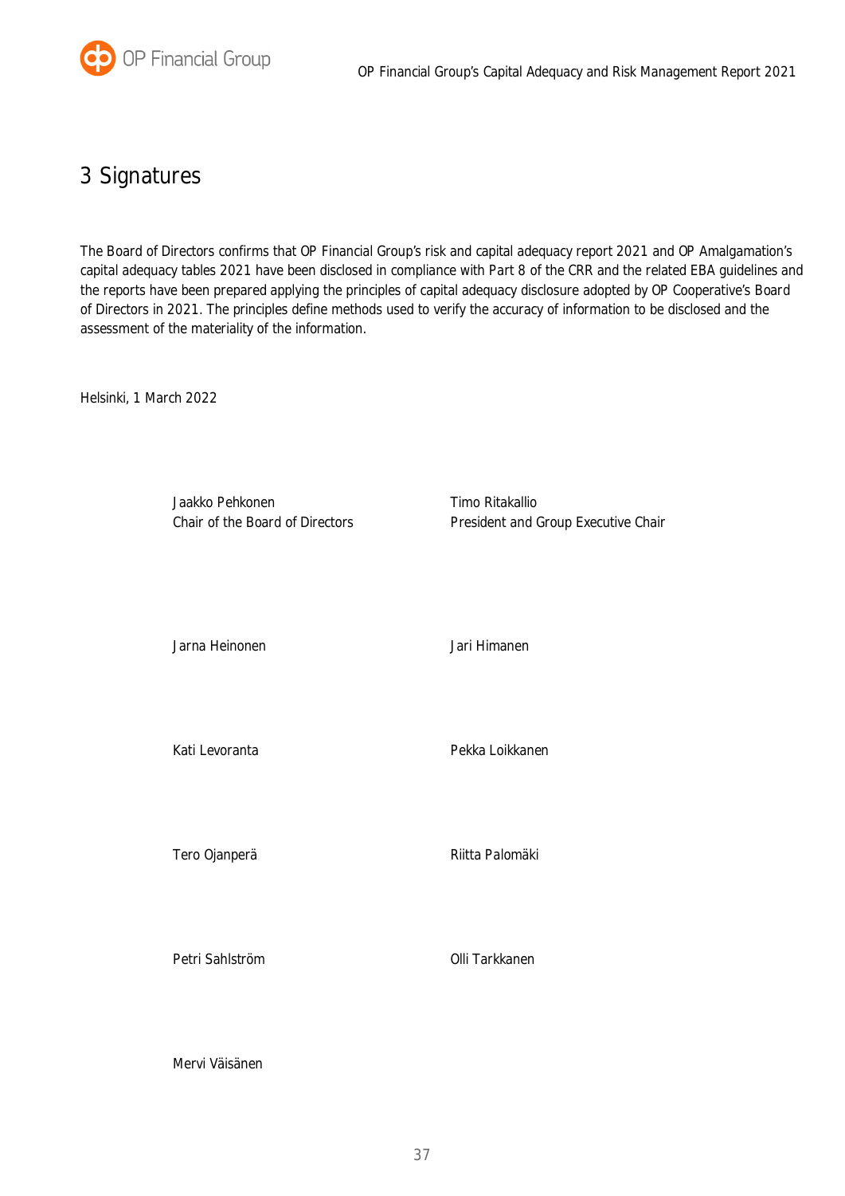# 3 Signatures

The Board of Directors confirms that OP Financial Group's risk and capital adequacy report 2021 and OP Amalgamation's capital adequacy tables 2021 have been disclosed in compliance with Part 8 of the CRR and the related EBA guidelines and the reports have been prepared applying the principles of capital adequacy disclosure adopted by OP Cooperative's Board of Directors in 2021. The principles define methods used to verify the accuracy of information to be disclosed and the assessment of the materiality of the information.

Helsinki, 1 March 2022

Jaakko Pehkonen
Chair of the Board of Directors

Timo Ritakallio
President and Group Executive Chair

Jarna Heinonen

Jari Himanen

Kati Levoranta

Pekka Loikkanen

Tero Ojanperä

Riitta Palomäki

Petri Sahlström

Olli Tarkkanen

Mervi Väisänen